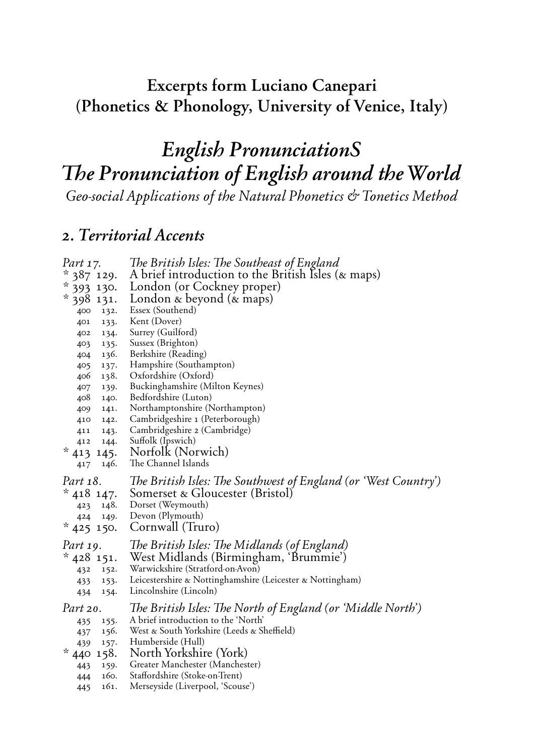# Excerpts form Luciano Canepari (Phonetics & Phonology, University of Venice, Italy)

# *English PronunciationS The Pronunciation of English around the World*

*Geo-social Applications of the Natural Phonetics & Tonetics Method*

## 2. *Territorial Accents*

*Part 17.* *The British Isles: The Southeast of England*

- \* 387 129. A brief introduction to the British Isles (& maps)
- \* 393 130. London (or Cockney proper)
- \* 398 131. London & beyond (& maps)
- 400 132. Essex (Southend)
- 401 133. Kent (Dover)
- 402 134. Surrey (Guilford)
- 403 135. Sussex (Brighton)
- 404 136. Berkshire (Reading)
- 405 137. Hampshire (Southampton)
- 406 138. Oxfordshire (Oxford)
- 407 139. Buckinghamshire (Milton Keynes)
- 408 140. Bedfordshire (Luton)
- 409 141. Northamptonshire (Northampton)
- 410 142. Cambridgeshire 1 (Peterborough)
- 411 143. Cambridgeshire 2 (Cambridge)
- 412 144. Suffolk (Ipswich)
- \* 413 145. Norfolk (Norwich)
- 417 146. The Channel Islands

*Part 18.* *The British Isles: The Southwest of England (or 'West Country')*

- \* 418 147. Somerset & Gloucester (Bristol)
- 423 148. Dorset (Weymouth)
- 424 149. Devon (Plymouth)
- \* 425 150. Cornwall (Truro)

*Part 19.* *The British Isles: The Midlands (of England)*

- \* 428 151. West Midlands (Birmingham, 'Brummie')
- 432 152. Warwickshire (Stratford-on-Avon)
- 433 153. Leicestershire & Nottinghamshire (Leicester & Nottingham)
- 434 154. Lincolnshire (Lincoln)

*Part 20.* *The British Isles: The North of England (or 'Middle North')*

- 435 155. A brief introduction to the 'North'
- 437 156. West & South Yorkshire (Leeds & Sheffield)
- 439 157. Humberside (Hull)
- \* 440 158. North Yorkshire (York)
- 443 159. Greater Manchester (Manchester)
- 444 160. Staffordshire (Stoke-on-Trent)
- 445 161. Merseyside (Liverpool, 'Scouse')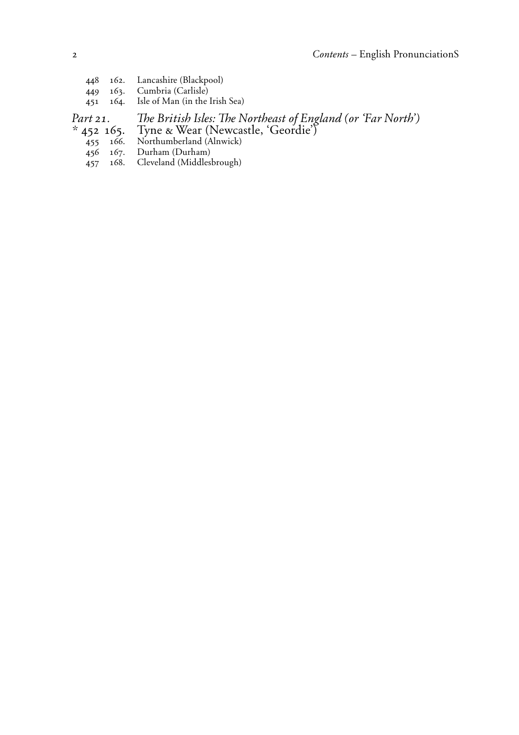448 162. Lancashire (Blackpool)
449 163. Cumbria (Carlisle)
451 164. Isle of Man (in the Irish Sea)

*Part 21. The British Isles: The Northeast of England (or 'Far North')*

\* 452 165. Tyne & Wear (Newcastle, 'Geordie')
455 166. Northumberland (Alnwick)
456 167. Durham (Durham)
457 168. Cleveland (Middlesbrough)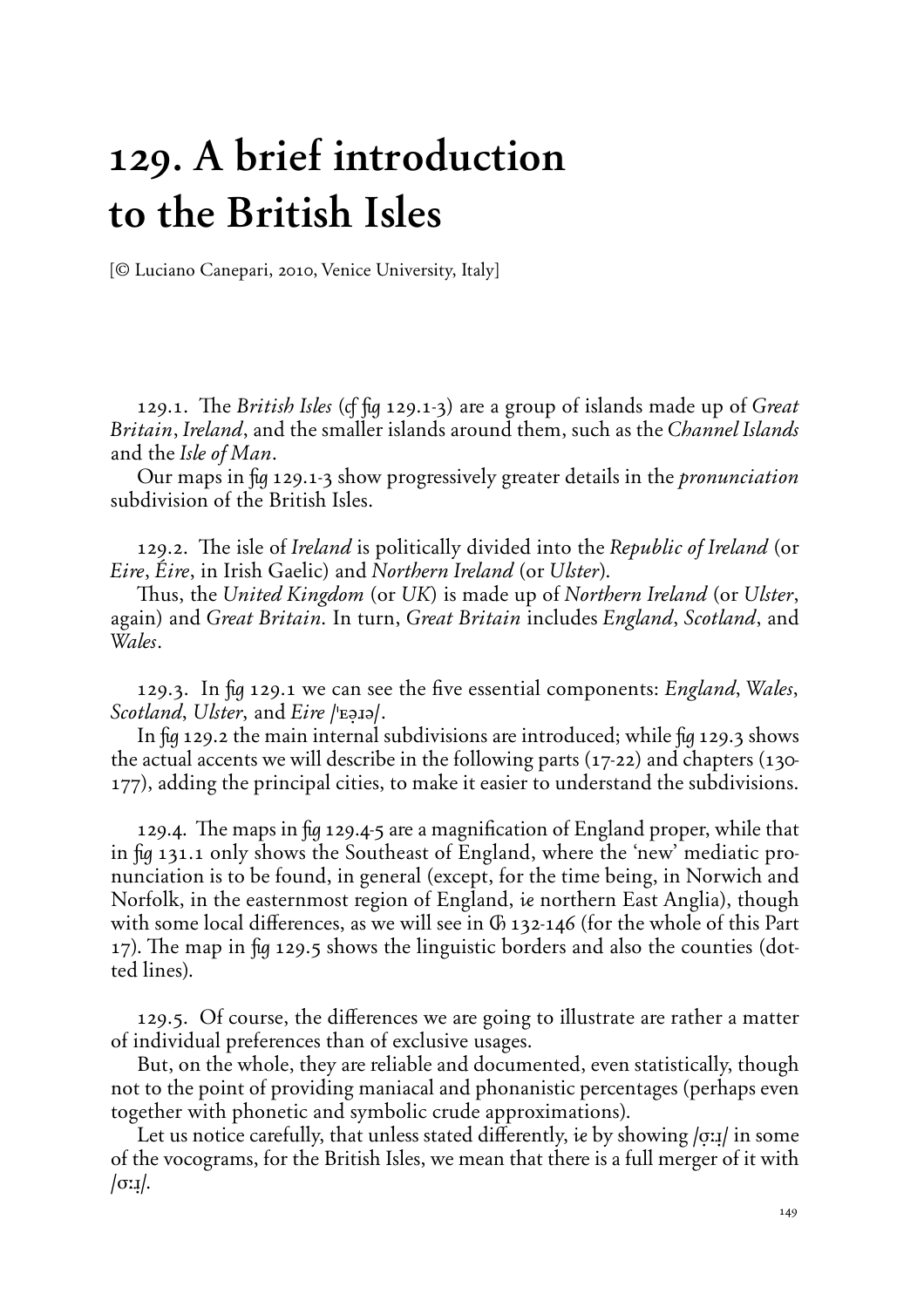# 129. A brief introduction to the British Isles

[© Luciano Canepari, 2010, Venice University, Italy]

129.1. The *British Isles* (cf fig 129.1-3) are a group of islands made up of *Great Britain*, *Ireland*, and the smaller islands around them, such as the *Channel Islands* and the *Isle of Man*.

Our maps in fig 129.1-3 show progressively greater details in the *pronunciation* subdivision of the British Isles.

129.2. The isle of *Ireland* is politically divided into the *Republic of Ireland* (or *Eire*, *Éire*, in Irish Gaelic) and *Northern Ireland* (or *Ulster*).

Thus, the *United Kingdom* (or *UK*) is made up of *Northern Ireland* (or *Ulster*, again) and *Great Britain*. In turn, *Great Britain* includes *England*, *Scotland*, and *Wales*.

129.3. In fig 129.1 we can see the five essential components: *England*, *Wales*, *Scotland*, *Ulster*, and *Eire* /ˈɛə̣ɹə/.

In fig 129.2 the main internal subdivisions are introduced; while fig 129.3 shows the actual accents we will describe in the following parts (17-22) and chapters (130-177), adding the principal cities, to make it easier to understand the subdivisions.

129.4. The maps in fig 129.4-5 are a magnification of England proper, while that in fig 131.1 only shows the Southeast of England, where the 'new' mediatic pronunciation is to be found, in general (except, for the time being, in Norwich and Norfolk, in the easternmost region of England, *ie* northern East Anglia), though with some local differences, as we will see in Ch 132-146 (for the whole of this Part 17). The map in fig 129.5 shows the linguistic borders and also the counties (dotted lines).

129.5. Of course, the differences we are going to illustrate are rather a matter of individual preferences than of exclusive usages.

But, on the whole, they are reliable and documented, even statistically, though not to the point of providing maniacal and phonanistic percentages (perhaps even together with phonetic and symbolic crude approximations).

Let us notice carefully, that unless stated differently, *ie* by showing /ọːɹ/ in some of the vocograms, for the British Isles, we mean that there is a full merger of it with /ɔːɹ/.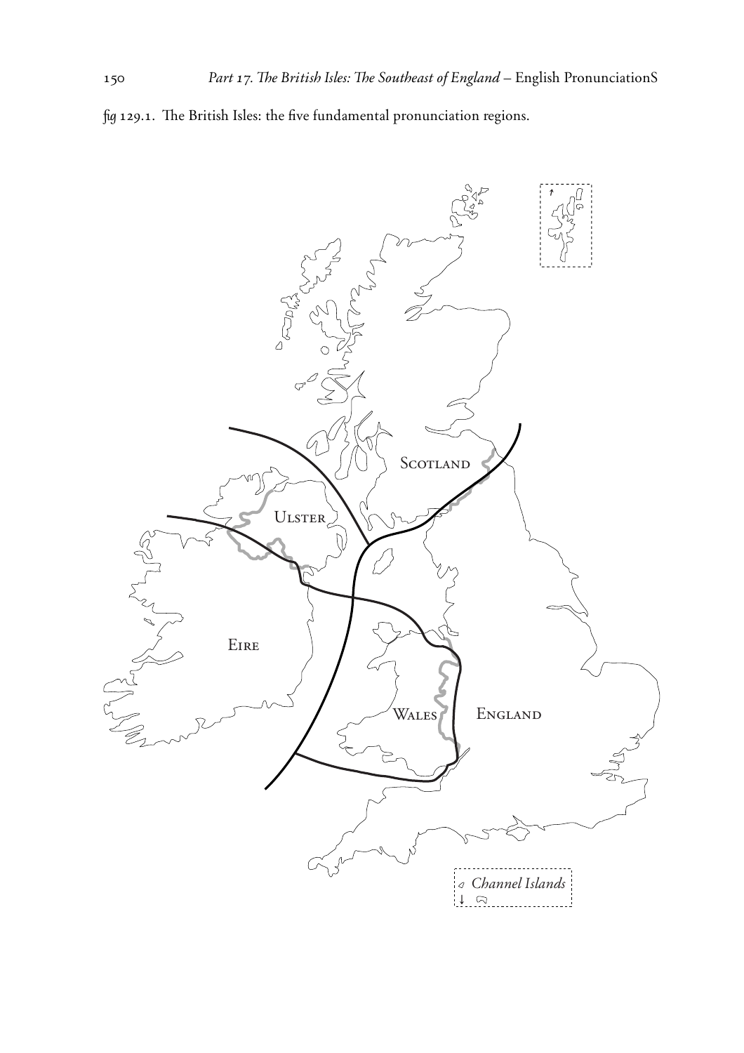*fig* 129.1. The British Isles: the five fundamental pronunciation regions.

Scotland

Ulster

Eire

Wales

England

*Channel Islands*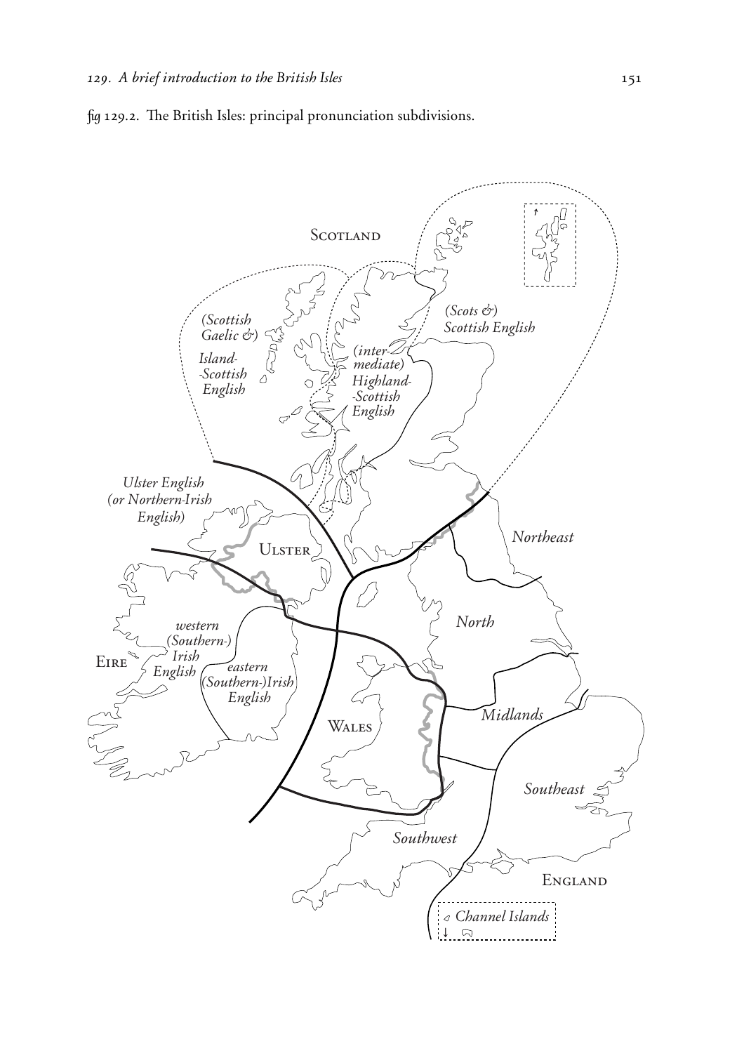*fig* 129.2. The British Isles: principal pronunciation subdivisions.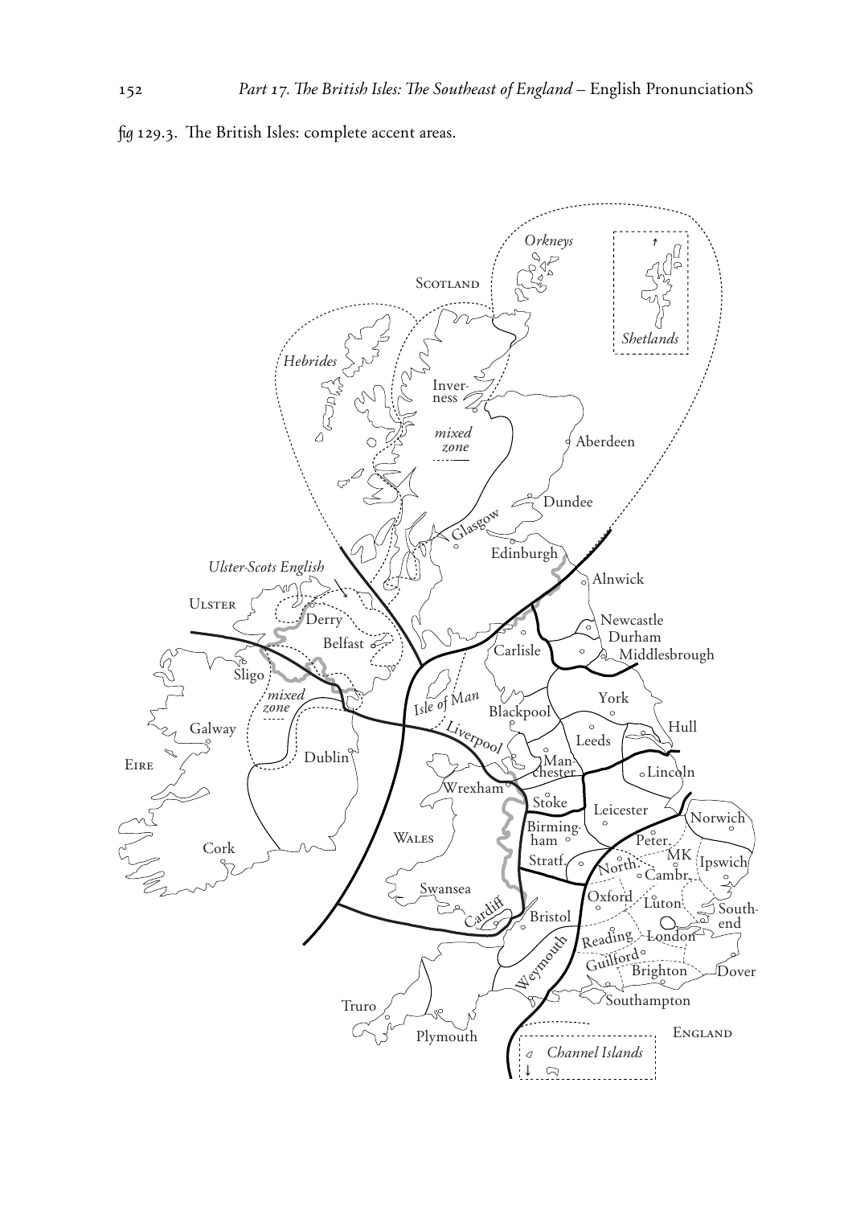*fig* 129.3. The British Isles: complete accent areas.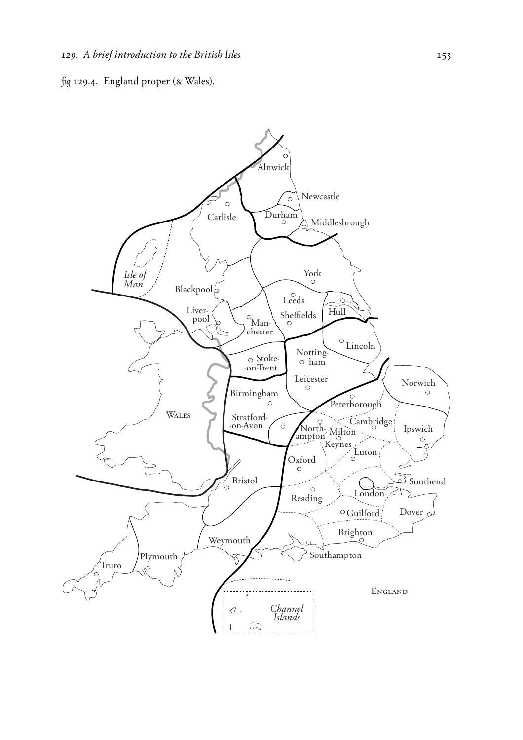*fig* 129.4. England proper (& Wales).

Alnwick
Newcastle
Carlisle
Durham
Middlesbrough
Isle of Man
York
Blackpool
Leeds
Liverpool
Sheffields
Hull
Manchester
Lincoln
Stoke-on-Trent
Nottingham
Leicester
Norwich
Birmingham
Peterborough
Wales
Stratford-on-Avon
Cambridge
Northampton
Milton Keynes
Ipswich
Luton
Oxford
Bristol
Southend
London
Reading
Guilford
Dover
Brighton
Weymouth
Southampton
Plymouth
Truro
England
Channel Islands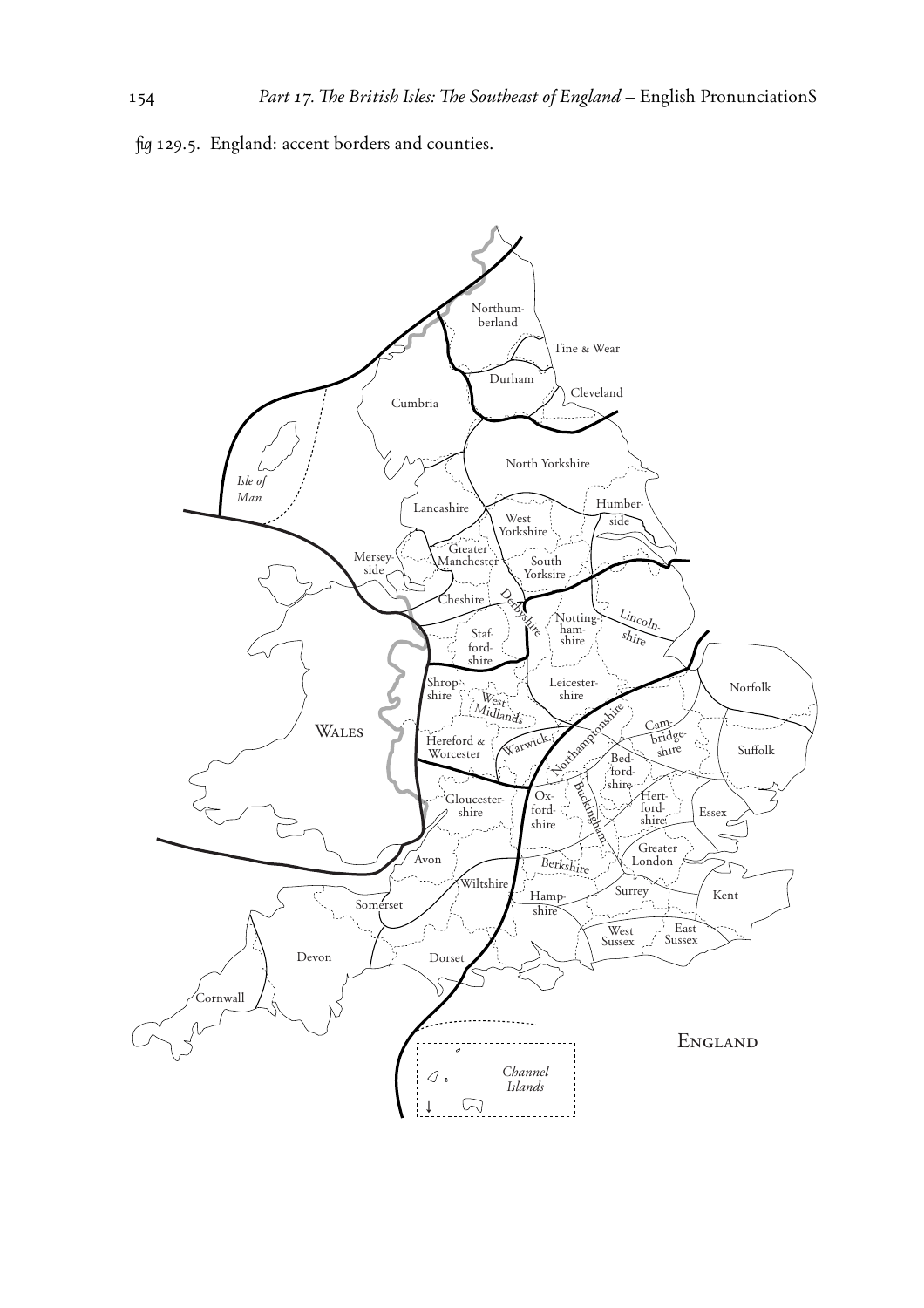*fig* 129.5. England: accent borders and counties.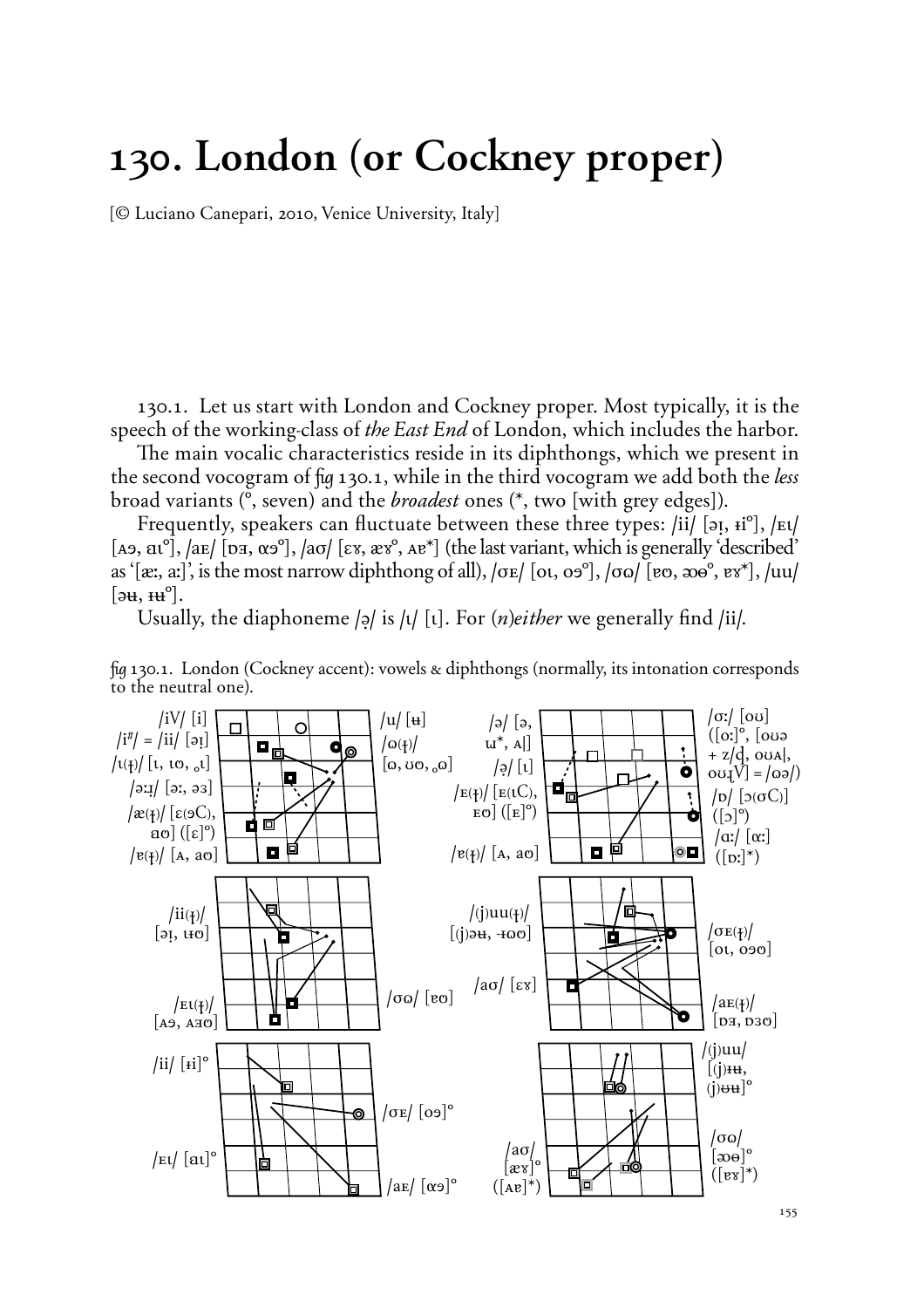# 130. London (or Cockney proper)

[© Luciano Canepari, 2010, Venice University, Italy]

130.1. Let us start with London and Cockney proper. Most typically, it is the speech of the working-class of *the East End* of London, which includes the harbor.

The main vocalic characteristics reside in its diphthongs, which we present in the second vocogram of *fig* 130.1, while in the third vocogram we add both the *less* broad variants (°, seven) and the *broadest* ones (*, two [with grey edges]).

Frequently, speakers can fluctuate between these three types: /ii/ [əɪ̣, ɨi°], /ɛɩ/ [ʌɘ, ɑɩ°], /aɛ/ [ɒɜ, ɑɘ°], /aʊ/ [ɛɤ, æɤ°, ʌɐ*] (the last variant, which is generally 'described' as '[æː, aː]', is the most narrow diphthong of all), /ɔɛ/ [oɩ, oɘ°], /ʊɷ/ [ɐɷ, ɶɵ°, ɐɤ*], /uu/ [əʉ, ɨʉ°].

Usually, the diaphoneme /ə̣/ is /ɩ/ [ɩ]. For (*n*)*either* we generally find /ii/.

*fig* 130.1. London (Cockney accent): vowels & diphthongs (normally, its intonation corresponds to the neutral one).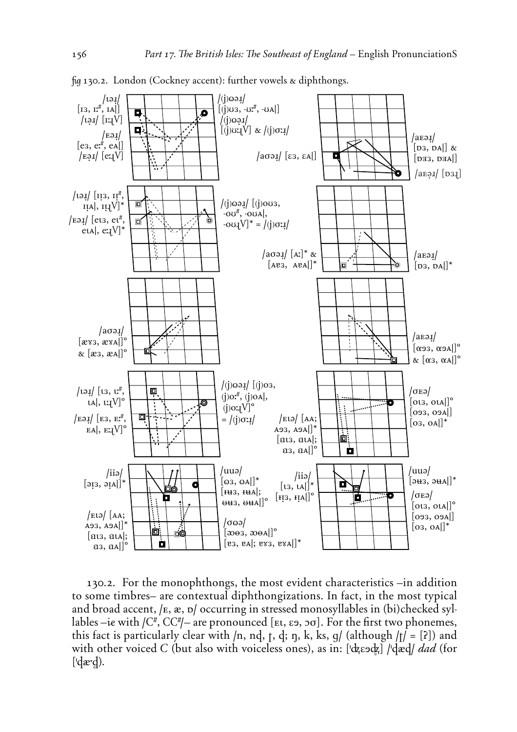fig 130.2. London (Cockney accent): further vowels & diphthongs.

/ɪəɹ/ [ɪɜ, ɪː#, ɪʌ|] /ɪə̣ɹ/ [ɪːɹ̣V]

/ᴇəɹ/ [eɜ, eː#, eʌ|] /ᴇə̣ɹ/ [eːɹ̣V]

/(j)ɷəɹ/ [(j)ʊɜ, -ʊː#, -ʊʌ|] /(j)ɷə̣ɹ/ [(j)uːɹ̣V] & /(j)ɔːɹ/

/aɷəɹ/ [ɛɜ, ɛʌ|]

/aᴇəɹ/ [ɒɜ, ɒʌ|] & [ɒɜɜ, ɒɜʌ|] /aᴇə̣ɹ/ [ɒɜɹ̣]

/ɪəɹ/ [ɪɪɜ, ɪɪ#, ɪɪʌ|, ɪɪɹ̣V]*

/ᴇəɹ/ [eɪɜ, eɪ#, eɪʌ|, eːɹ̣V]*

/(j)ɷəɹ/ [(j)oʊɜ, -oʊ#, -oʊʌ|, -oʊɹ̣V]* = /(j)ɔːɹ/

/aɷəɹ/ [ʌː]* & [ʌɐɜ, ʌɐʌ|]*

/aᴇəɹ/ [ɒɜ, ɒʌ|]*

/aɷəɹ/ [æɤɜ, æɤʌ|]° & [æɜ, æʌ|]°

/aᴇəɹ/ [ɑɘɜ, ɑɘʌ|]° & [ɑɜ, ɑʌ|]°

/ɪəɹ/ [ɪɜ, ɪː#, ɪʌ|, ɪːɹ̣V]°

/ᴇəɹ/ [ᴇɜ, ᴇː#, ᴇʌ|, ᴇːɹ̣V]°

/(j)ɷəɹ/ [(j)oɜ, (j)oː#, (j)oʌ|, (j)oːɹ̣V]° = /(j)ɔːɹ/

/ᴇɪə/ [ʌʌ; ʌɘɜ, ʌɘʌ|]* [ɑɪɜ, ɑɪʌ|; ɑɜ, ɑʌ|]°

/ɔᴇə/ [oɪɜ, oɪʌ|]° [oɘɜ, oɘʌ|] [oɜ, oʌ|]*

/iiə/ [əɪɜ, əɪʌ|]*

/uuə/ [ɒɜ, ɒʌ|]* [ʉʉɜ, ʉʉʌ|; ɵʉɜ, ɵʉʌ|]°

/ᴇɪə/ [ʌʌ; ʌɘɜ, ʌɘʌ|]* [ɑɪɜ, ɑɪʌ|; ɑɜ, ɑʌ|]°

/ɔɷə/ [ɶɵɜ, ɶɵʌ|]° [ɐɜ, ɐʌ|; ɐɤɜ, ɐɤʌ|]*

/iiə/ [ɪɜ, ɪʌ|]* [ɨɪɜ, ɨɪʌ|]°

/uuə/ [əʉɜ, əʉʌ|]*

/ɔᴇə/ [oɪɜ, oɪʌ|]° [oɘɜ, oɘʌ|] [oɜ, oʌ|]*

130.2. For the monophthongs, the most evident characteristics –in addition to some timbres– are contextual diphthongizations. In fact, in the most typical and broad accent, /ᴇ, æ, ɒ/ occurring in stressed monosyllables in (bi)checked syllables –*ie* with /C#, CC#/– are pronounced [ᴇɪ, ɛɘ, ɔɷ]. For the first two phonemes, this fact is particularly clear with /n, nd, ɽ, ɖ; ŋ, k, ks, ɡ/ (although /ɽ/ = [ʔ]) and with other voiced *C* (but also with voiceless ones), as in: [ˈdʐɛəɖʐ̊] /ˈɖæɖ/ *dad* (for [ˈɖæ·ɖ̊]).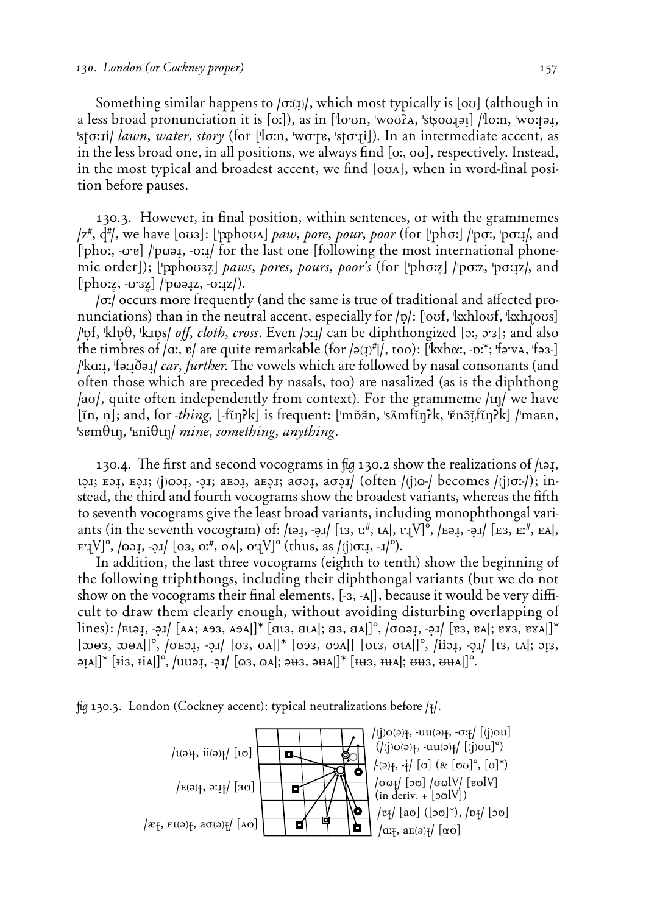Something similar happens to /ɔː(ɹ)/, which most typically is [oʊ] (although in a less broad pronunciation it is [oː]), as in [ˈloʊn, ˈwoʊʔʌ, ˈstsoʊɹəi] /ˈlɔːn, ˈwɔːtəɹ, ˈstɔːɹi/ *lawn*, *water*, *story* (for [ˈlɔːn, ˈwɔˑtɐ, ˈstɔˑɹi]). In an intermediate accent, as in the less broad one, in all positions, we always find [oː, oʊ], respectively. Instead, in the most typical and broadest accent, we find [oʊʌ], when in word-final position before pauses.

130.3. However, in final position, within sentences, or with the grammemes /z#, d#/, we have [oʊɜ]: [ˈpphoʊʌ] *paw*, *pore*, *pour*, *poor* (for [ˈphɔː] /ˈpɔː, ˈpɔːɹ/, and [ˈphɔː, -ʊˑɐ] /ˈpʊəɹ, -ɔːɹ/ for the last one [following the most international phonemic order]); [ˈpphoʊɜz̥] *paws*, *pores*, *pours*, *poor's* (for [ˈphɔːz̥] /ˈpɔːz, ˈpɔːɹz/, and [ˈphɔːz̥, -ʊˑɜz̥] /ˈpʊəɹz, -ɔːɹz/).

/ɔː/ occurs more frequently (and the same is true of traditional and affected pronunciations) than in the neutral accent, especially for /ɒ/: [ˈoʊf, ˈkxhloʊf, ˈkxhɹoʊs] /ˈɒf, ˈklɒθ, ˈkɹɒs/ *off*, *cloth*, *cross*. Even /əːɹ/ can be diphthongized [əː, əˑɜ]; and also the timbres of /ɑː, ɐ/ are quite remarkable (for /ə(ɹ)#|/, too): [ˈkxhɑː, -ɒː*; ˈfəˑvʌ, ˈfəɜ-] /ˈkɑːɹ, ˈfəːɹðəɹ/ *car*, *further*. The vowels which are followed by nasal consonants (and often those which are preceded by nasals, too) are nasalized (as is the diphthong /aʊ/, quite often independently from context). For the grammeme /ɪŋ/ we have [ĩn, n̩]; and, for *-thing*, [-fĩŋʔk] is frequent: [ˈmõãn, ˈsãmfĩŋʔk, ˈẽnə̃ĩfĩŋʔk] /ˈmaɛn, ˈsɐmθɪŋ, ˈɛniθɪŋ/ *mine*, *something*, *anything*.

130.4. The first and second vocograms in fig 130.2 show the realizations of /ɪəɹ, ɪəɹ; ɛəɹ, ɛəɹ; (j)ʊəɹ, -əɹ; aɛəɹ, aɛəɹ; aʊəɹ, aʊəɹ/ (often /(j)ʊ-/ becomes /(j)ɔː-/); instead, the third and fourth vocograms show the broadest variants, whereas the fifth to seventh vocograms give the least broad variants, including monophthongal variants (in the seventh vocogram) of: /ɪəɹ, -əɹ/ [ɪɜ, ɪː#, ɪʌ|, ɪˑɹV]°, /ɛəɹ, -əɹ/ [ɛɜ, ɛː#, ɛʌ|, ɛˑɹV]°, /ʊəɹ, -əɹ/ [oɜ, oː#, oʌ|, oˑɹV]° (thus, as /(j)ɔːɹ, -ɹ/°).

In addition, the last three vocograms (eighth to tenth) show the beginning of the following triphthongs, including their diphthongal variants (but we do not show on the vocograms their final elements, [-ɜ, -ʌ|], because it would be very difficult to draw them clearly enough, without avoiding disturbing overlapping of lines): /ɛɪəɹ, -əɹ/ [ʌʌ; ʌɘɜ, ʌɘʌ|]* [ɑɪɜ, ɑɪʌ|; ɑɜ, ɑʌ|]°, /ɔʊəɹ, -əɹ/ [ɐɜ, ɐʌ|; ɐɤɜ, ɐɤʌ|]* [æɵɜ, æɵʌ|]°, /ɔɛəɹ, -əɹ/ [oɜ, oʌ|]* [oɘɜ, oɘʌ|] [oɪɜ, oɪʌ|]°, /iiəɹ, -əɹ/ [ɪɜ, ɪʌ|; əɪɜ, əɪʌ|]* [ɨiɜ, ɨiʌ|]°, /uuəɹ, -əɹ/ [ʊɜ, ʊʌ|; əʉɜ, əʉʌ|]* [ɪʉɜ, ɪʉʌ|; ʉʉɜ, ʉʉʌ|]°.

fig 130.3. London (Cockney accent): typical neutralizations before /ɫ/.

/ɪ(ə)ɫ, ii(ə)ɫ/ [ɪʊ]

/ɛ(ə)ɫ, əːɫ/ [ɜʊ]

/æɫ, ɛɪ(ə)ɫ, aɔ(ə)ɫ/ [ʌʊ]

/(j)ʊ(ə)ɫ, -uu(ə)ɫ, -ɔːɫ/ [(j)ou]
(/(j)ʊ(ə)ɫ, -uu(ə)ɫ/ [(j)ʊu]°)

/-(ə)ɫ, -ɫ/ [ʊ] (& [oʊ]°, [ʊ]*)

/ɔʊɫ/ [ɔʊ] /ɔʊlV/ [ɐʊlV]
(in deriv. + [ɔʊlV])

/ɐɫ/ [aʊ] ([ɔʊ]*), /ɒɫ/ [ɔʊ]

/ɑːɫ, aɛ(ə)ɫ/ [ɑʊ]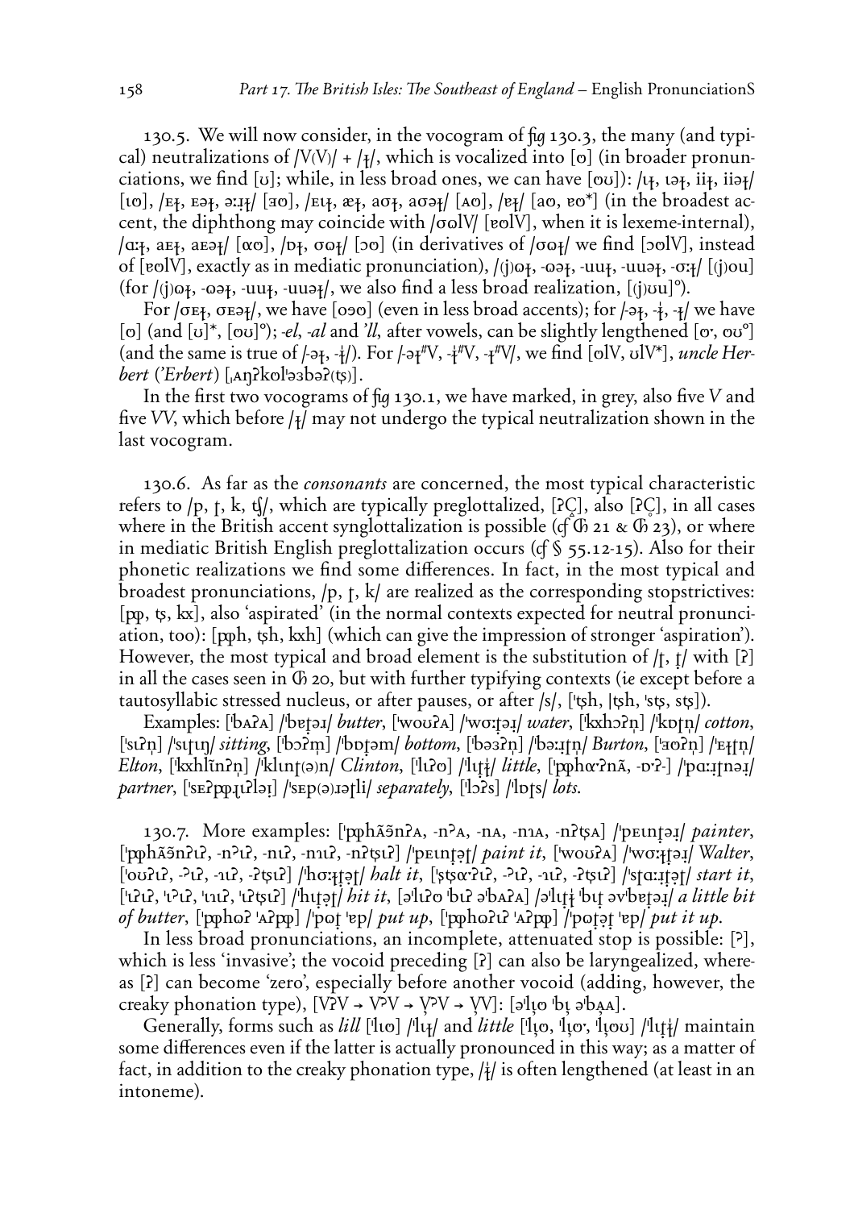130.5. We will now consider, in the vocogram of fig 130.3, the many (and typical) neutralizations of /V(V)/ + /ɫ/, which is vocalized into [ɷ] (in broader pronunciations, we find [ʊ]; while, in less broad ones, we can have [oʊ]): /ɩɫ, ɩəɫ, iiɫ, iiəɫ/ [ɩɷ], /ɛɫ, ɛəɫ, əːɹɫ/ [ɜɷ], /ɛɩɫ, æɫ, aɞɫ, aɞəɫ/ [ʌɷ], /ɐɫ/ [aɷ, ɐɷ*] (in the broadest accent, the diphthong may coincide with /ɞɷlV/ [ɐɷlV], when it is lexeme-internal), /ɑːɫ, aɛɫ, aɛəɫ/ [ɑɷ], /ɒɫ, ɞɷɫ/ [ɔɷ] (in derivatives of /ɞɷɫ/ we find [ɔɷlV], instead of [ɐɷlV], exactly as in mediatic pronunciation), /(j)ɷɫ, -ɷəɫ, -uuɫ, -uuəɫ, -ɞːɹ/ [(j)ou] (for /(j)ɷɫ, -ɷəɫ, -uuɫ, -uuəɫ/, we also find a less broad realization, [(j)ʊu]°).

For /ɞɛɫ, ɞɛəɫ/, we have [oəɷ] (even in less broad accents); for /-əɫ, -ɫ̥, -ɫ/ we have [ɷ] (and [ʊ]*, [oʊ]°); *-el*, *-al* and *'ll*, after vowels, can be slightly lengthened [ɷˑ, oʊ°] (and the same is true of /-əɫ, -ɫ̥/). For /-əɫ#V, -ɫ#V, -ɫ#V/, we find [ɷlV, ʊlV*], *uncle Herbert ('Erbert)* [ˌʌŋʔkɷlˈɜ3bəʔ(ʦ)].

In the first two vocograms of fig 130.1, we have marked, in grey, also five *V* and five *VV*, which before /ɫ/ may not undergo the typical neutralization shown in the last vocogram.

130.6. As far as the *consonants* are concerned, the most typical characteristic refers to /p, ʈ, k, ʧ/, which are typically preglottalized, [ʔC̥], also [ʔC], in all cases where in the British accent synglottalization is possible (cf Ꮆ 21 & Ꮆ 23), or where in mediatic British English preglottalization occurs (cf § 55.12-15). Also for their phonetic realizations we find some differences. In fact, in the most typical and broadest pronunciations, /p, ʈ, k/ are realized as the corresponding stopstrictives: [pɸ, ʦ, kx], also 'aspirated' (in the normal contexts expected for neutral pronunciation, too): [pɸh, ʦh, kxh] (which can give the impression of stronger 'aspiration'). However, the most typical and broad element is the substitution of /ʈ, ʈ/ with [ʔ] in all the cases seen in Ꮆ 20, but with further typifying contexts (*ie* except before a tautosyllabic stressed nucleus, or after pauses, or after /s/, [ˈʦh, |ʦh, ˈsʦ, sʦ]).

Examples: [ˈbʌʔʌ] /ˈbɐʈəɹ/ *butter*, [ˈwoʊʔʌ] /ˈwɞːʈəɹ/ *water*, [ˈkxhɔʔn̩] /ˈkɒʈn̩/ *cotton*, [ˈsɩʔn̩] /ˈsɩʈɩŋ/ *sitting*, [ˈbɔʔm̩] /ˈbɒʈəm/ *bottom*, [ˈbɜ3ʔn̩] /ˈbəːɹʈn̩/ *Burton*, [ˈɜɷʔn̩] /ˈɛɫʈn̩/ *Elton*, [ˈkxhlĩnʔn̩] /ˈklɩnʈ(ə)n/ *Clinton*, [ˈlɩʔɷ] /ˈlɩʈɫ̥/ *little*, [ˈpɸhɑˑʔnã, -ɒˑʔ-] /ˈpɑːɹʈnəɹ/ *partner*, [ˈsɛʔpɸɹ̥ɩʔləɪ] /ˈsɛp(ə)ɹəʈli/ *separately*, [ˈlɔʔs] /ˈlɒʈs/ *lots*.

130.7. More examples: [ˈpɸhã3nʔʌ, -nˀʌ, -nʌ, -nɪʌ, -nʔʦʌ] /ˈpɛɩnʈəɹ/ *painter*, [ˈpɸhã3nʔɩʔ, -nˀɩʔ, -nɩʔ, -nɪɩʔ, -nʔʦɩʔ] /ˈpɛɩnʈəʈ/ *paint it*, [ˈwoʊʔʌ] /ˈwɞːɫʈəɹ/ *Walter*, [ˈoʊʔɩʔ, -ˀɩʔ, -ɪɩʔ, -ʔʦɩʔ] /ˈhɞːɫʈəʈ/ *halt it*, [ˈsʦɑˑʔɩʔ, -ˀɩʔ, -ɪɩʔ, -ʔʦɩʔ] /ˈsʈɑːɹʈəʈ/ *start it*, [ˈɩʔɩʔ, ˈɩˀɩʔ, ˈɩɪɩʔ, ˈɩʔʦɩʔ] /ˈhɩʈəʈ/ *hit it*, [əˈlɩʔɷ ˈbɩʔ əˈbʌʔʌ] /əˈlɩʈɫ̥ ˈbɩʈ əvˈbɐʈəɹ/ *a little bit of butter*, [ˈpɸhɷʔ ˈʌʔpɸ] /ˈpɷʈ ˈɐp/ *put up*, [ˈpɸhɷʔɩʔ ˈʌʔpɸ] /ˈpɷʈəʈ ˈɐp/ *put it up*.

In less broad pronunciations, an incomplete, attenuated stop is possible: [ˀ], which is less 'invasive'; the vocoid preceding [ʔ] can also be laryngealized, whereas [ʔ] can become 'zero', especially before another vocoid (adding, however, the creaky phonation type), [VʔV → VˀV → V̰ˀV → V̰V]: [əˈlɩ̰ɷ ˈbɩ̰ əˈbʌ̰ʌ].

Generally, forms such as *lill* [ˈlɩɷ] /ˈlɩɫ/ and *little* [ˈlɩ̰ɷ, ˈlɩ̰ɷˑ, ˈlɩ̰oʊ] /ˈlɩʈɫ̥/ maintain some differences even if the latter is actually pronounced in this way; as a matter of fact, in addition to the creaky phonation type, /ɫ̥/ is often lengthened (at least in an intoneme).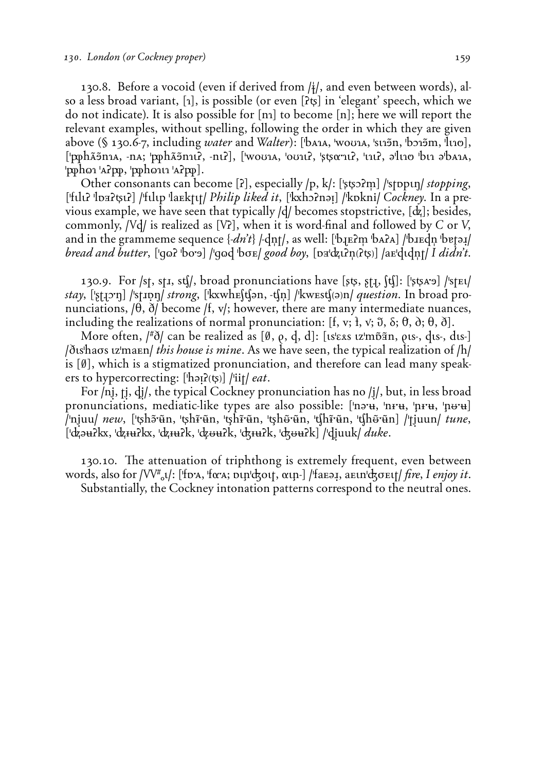130.8. Before a vocoid (even if derived from /ɫ/, and even between words), also a less broad variant, [ɿ], is possible (or even [ʔʦ] in 'elegant' speech, which we do not indicate). It is also possible for [nɿ] to become [n]; here we will report the relevant examples, without spelling, following the order in which they are given above (§ 130.6-7, including *water* and *Walter*): [ˈbʌɿʌ, ˈwoʊɿʌ, ˈsɪɿə̃n, ˈbɔɿə̃m, ˈlɪɿʊ], [ˈpɸhã̃ə̃nɿʌ, -nʌ; ˈpɸhã̃ə̃nɿɪʔ, -nɪʔ], [ˈwoʊɿʌ, ˈoʊɿɪʔ, ˈʂʦɑ·ɿɪʔ, ˈɪɿɪʔ, əˈlɪɿʊ ˈbɪɿ əˈbʌɿʌ, ˈpɸhɷɿ ˈʌʔpɸ, ˈpɸhɷɿɪɿ ˈʌʔpɸ].

Other consonants can become [ʔ], especially /p, k/: [ˈʂʦɔʔm̩] /ˈsʈɒpɪŋ/ *stopping*, [ˈfɪlɪʔ ˈlɒɜʔʦɪʔ] /ˈfɪlɪp ˈlaɛkʈɪʈ/ *Philip liked it*, [ˈkxhɔʔnəɪ] /ˈkɒkni/ *Cockney*. In a previous example, we have seen that typically /ɖ/ becomes stopstrictive, [ʥ]; besides, commonly, /Vɖ/ is realized as [Vʔ], when it is word-final and followed by C or V, and in the grammeme sequence {*-dn't*} /-ɖn̩ʈ/, as well: [ˈbɻɛʔm̩ ˈbʌʔʌ] /ˈbɹɛɖn̩ ˈbɛʈəɹ/ *bread and butter*, [ˈɡɷʔ ˈboˑə] /ˈɡɷɖ ˈbɔɛ/ *good boy*, [ɒɜˈʥɪʔn̩(ʔʂ)] /aɛˈɖɪɖn̩ʈ/ *I didn't*.

130.9. For /sʈ, sʈɹ, sʧ/, broad pronunciations have [ʂʂ, ʂʈɻ, ʃʧ]: [ˈʂʦʌˑə] /ˈsʈɛɪ/ *stay*, [ˈʂʈɻɔˑŋ] /ˈsʈɹɒŋ/ *strong*, [ˈkxwhɛʃʧən, -ʧn̩] /ˈkwɛsʧ(ə)n/ *question*. In broad pronunciations, /θ, ð/ become /f, v/; however, there are many intermediate nuances, including the realizations of normal pronunciation: [f, v; ɬ, v; ʊ̃, δ; θ, ð; θ, ð].

More often, /#ð/ can be realized as [∅, ϱ, ɖ, d]: [ɪsˈɛʌs ɪzˈmɒ̃ə̃n, ϱɪs-, ɖɪs-, dɪs-] /ðɪsˈhaʊs ɪzˈmaɛn/ *this house is mine*. As we have seen, the typical realization of /h/ is [∅], which is a stigmatized pronunciation, and therefore can lead many speakers to hypercorrecting: [ˈhəɪʔ(ʂ)] /ˈiiʈ/ *eat*.

For /nj, ʈj, ɖj/, the typical Cockney pronunciation has no /j/, but, in less broad pronunciations, mediatic-like types are also possible: [ˈnəˑʉ, ˈnɨˑʉ, ˈn̥ɨˑʉ, ˈn̥ʊˑʉ] /ˈnjuu/ *new*, [ˈʂhə̃ˑũn, ˈʂhɨ̃ˑũn, ˈʂhɨ̃ˑũn, ˈʂhʊ̃ˑũn, ˈʧhɨ̃ˑũn, ˈʧhʊ̃ˑũn] /ˈʈjuun/ *tune*, [ˈʥəʉʔkx, ˈʥɨʉʔkx, ˈʥɨʉʔk, ˈʥʊʉʔk, ˈʤɨʉʔk, ˈʤʊʉʔk] /ˈɖjuuk/ *duke*.

130.10. The attenuation of triphthong is extremely frequent, even between words, also for /VV#ₒɪ/: [ˈfɒˑʌ, ˈfɑˑʌ; ɒɪn̥ˈʤoɪʈ, ɑɪn̥-] /ˈfaɛəɹ, aɛɪnˈʤɔɛɪʈ/ *fire*, *I enjoy it*.

Substantially, the Cockney intonation patterns correspond to the neutral ones.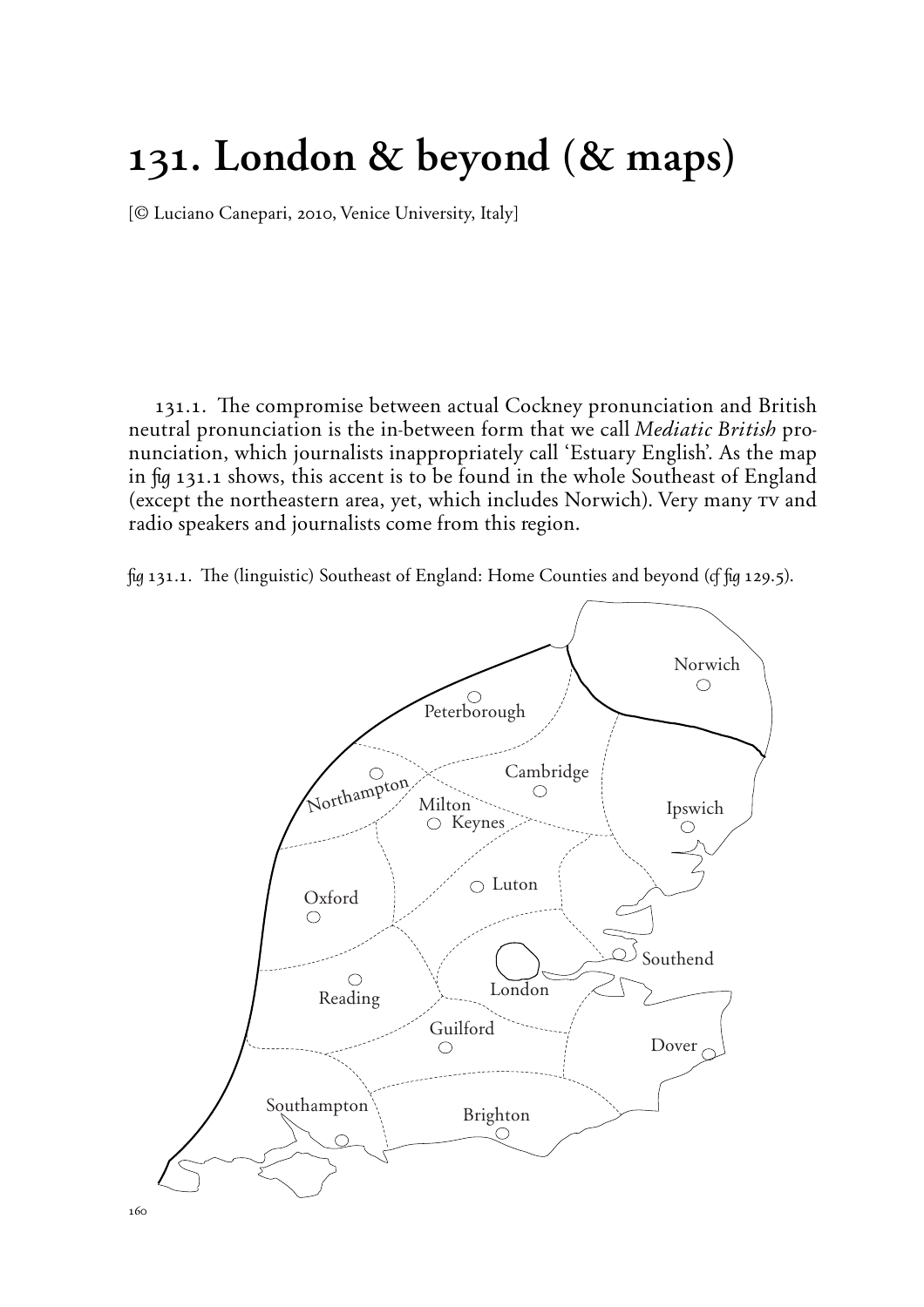# 131. London & beyond (& maps)

[© Luciano Canepari, 2010, Venice University, Italy]

131.1. The compromise between actual Cockney pronunciation and British neutral pronunciation is the in-between form that we call *Mediatic British* pronunciation, which journalists inappropriately call 'Estuary English'. As the map in *fig* 131.1 shows, this accent is to be found in the whole Southeast of England (except the northeastern area, yet, which includes Norwich). Very many TV and radio speakers and journalists come from this region.

*fig* 131.1. The (linguistic) Southeast of England: Home Counties and beyond (*cf fig* 129.5).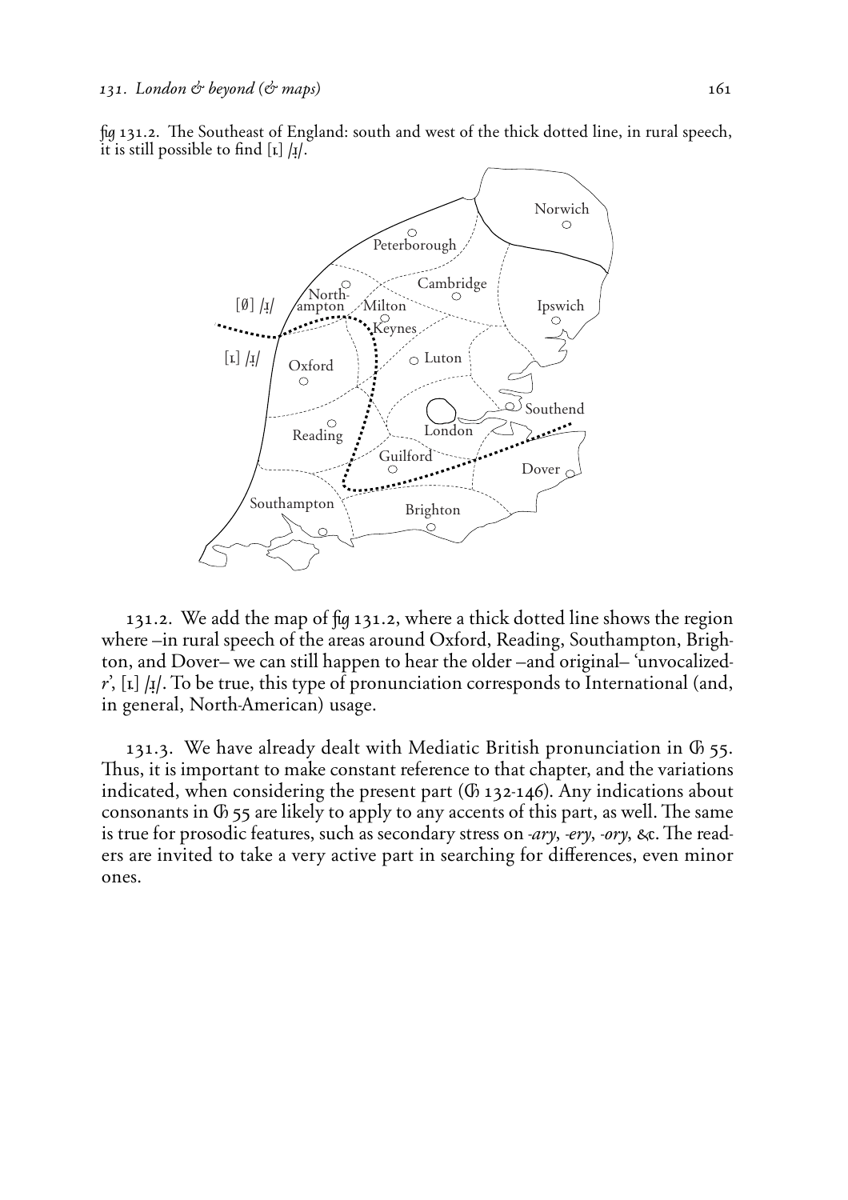*fig* 131.2. The Southeast of England: south and west of the thick dotted line, in rural speech, it is still possible to find [ɽ] /ɹ̣/.

131.2. We add the map of *fig* 131.2, where a thick dotted line shows the region where –in rural speech of the areas around Oxford, Reading, Southampton, Brighton, and Dover– we can still happen to hear the older –and original– 'unvocalized-*r*', [ɽ] /ɹ̣/. To be true, this type of pronunciation corresponds to International (and, in general, North-American) usage.

131.3. We have already dealt with Mediatic British pronunciation in Ꮆ 55. Thus, it is important to make constant reference to that chapter, and the variations indicated, when considering the present part (Ꮆ 132-146). Any indications about consonants in Ꮆ 55 are likely to apply to any accents of this part, as well. The same is true for prosodic features, such as secondary stress on *-ary*, *-ery*, *-ory*, &c. The readers are invited to take a very active part in searching for differences, even minor ones.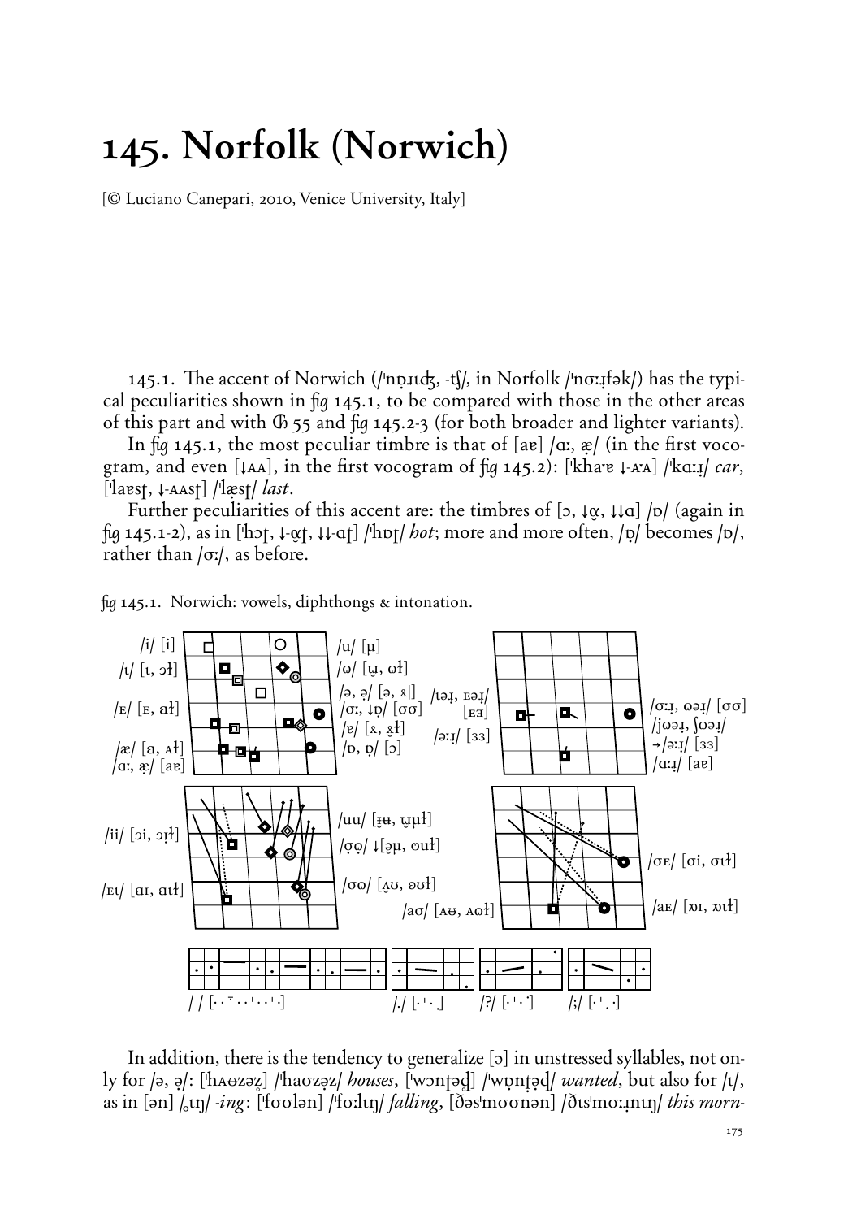# 145. Norfolk (Norwich)

[© Luciano Canepari, 2010, Venice University, Italy]

145.1. The accent of Norwich (/ˈnɒ̣ɹɪʤ, -ʧ/, in Norfolk /ˈnɔːɹfək/) has the typical peculiarities shown in fig 145.1, to be compared with those in the other areas of this part and with Ⓒ 55 and fig 145.2-3 (for both broader and lighter variants).

In fig 145.1, the most peculiar timbre is that of [aɐ] /ɑː, æ̣/ (in the first vocogram, and even [↓ᴀᴀ], in the first vocogram of fig 145.2): [ˈkhaˑɐ ↓-ᴀˑᴀ] /ˈkɑːɹ/ *car*, [ˈlaɐsʈ, ↓-ᴀᴀsʈ] /ˈlæ̣sʈ/ *last*.

Further peculiarities of this accent are: the timbres of [ɔ, ↓ɑ̟, ↓↓ɑ] /ɒ/ (again in fig 145.1-2), as in [ˈhɔʈ, ↓-ɑ̟ʈ, ↓↓-ɑʈ] /ˈhɒʈ/ *hot*; more and more often, /ɒ̣/ becomes /ɒ/, rather than /ɔː/, as before.

fig 145.1. Norwich: vowels, diphthongs & intonation.

/i/ [i] /ɩ/ [ɩ, əɫ] /ᴇ/ [ᴇ, aɫ] /æ/ [a, ᴀɫ] /ɑː, æ̣/ [aɐ] /u/ [ʉ] /ʊ/ [ʊ̜, oɫ] /ə, ə̣/ [ə, ɤ|] /ɔː, ↓ɒ̣/ [ɔɔ] /ɐ/ [ɤ, ɤ̥ɫ] /ɒ, ɒ̣/ [ɔ] /ɩəɹ, ᴇəɹ/ [ᴇɜ] /əːɹ/ [ɜɜ] /ɔːɹ, ɷəɹ/ [ɔɔ] /jɷəɹ, ʃɷəɹ/ →/əːɹ/ [ɜɜ] /ɑːɹ/ [aɐ] /ii/ [əi, əɪ̣ɫ] /ᴇɩ/ [aɪ, aɪɫ] /uu/ [ɪ̯ʉ, ʊ̜ʉɫ] /ɷɷ/ ↓[əʉ, oʊɫ] /ɔɷ/ [ʌ̹ʊ, əʊɫ] /aɷ/ [ᴀɵ, ᴀɷɫ] /ɔᴇ/ [ɔi, ɔɪɫ] /aᴇ/ [ɒɪ, ɒɪɫ]

/ / [ˌ ˌ ˉ ˌ ˌ ˈ ˌ ˌ ˈ ˌ] /./ [ˌ ˈ ˌ ] /?/ [ˌ ˈ ˌ ˙] /;/ [ˌ ˈ ˌ ˙]

In addition, there is the tendency to generalize [ə] in unstressed syllables, not only for /ə, ə̣/: [ˈhᴀɵzəz̥] /ˈhaɷzə̣z/ *houses*, [ˈwɔnʈəd̥] /ˈwɒ̣nʈə̣d/ *wanted*, but also for /ɩ/, as in [ən] /ˌɩŋ/ *-ing*: [ˈfɔɔlən] /ˈfɔːlɩŋ/ *falling*, [ðəsˈmɔɔnən] /ðɩsˈmɔːɹ̣nɩŋ/ *this morn-*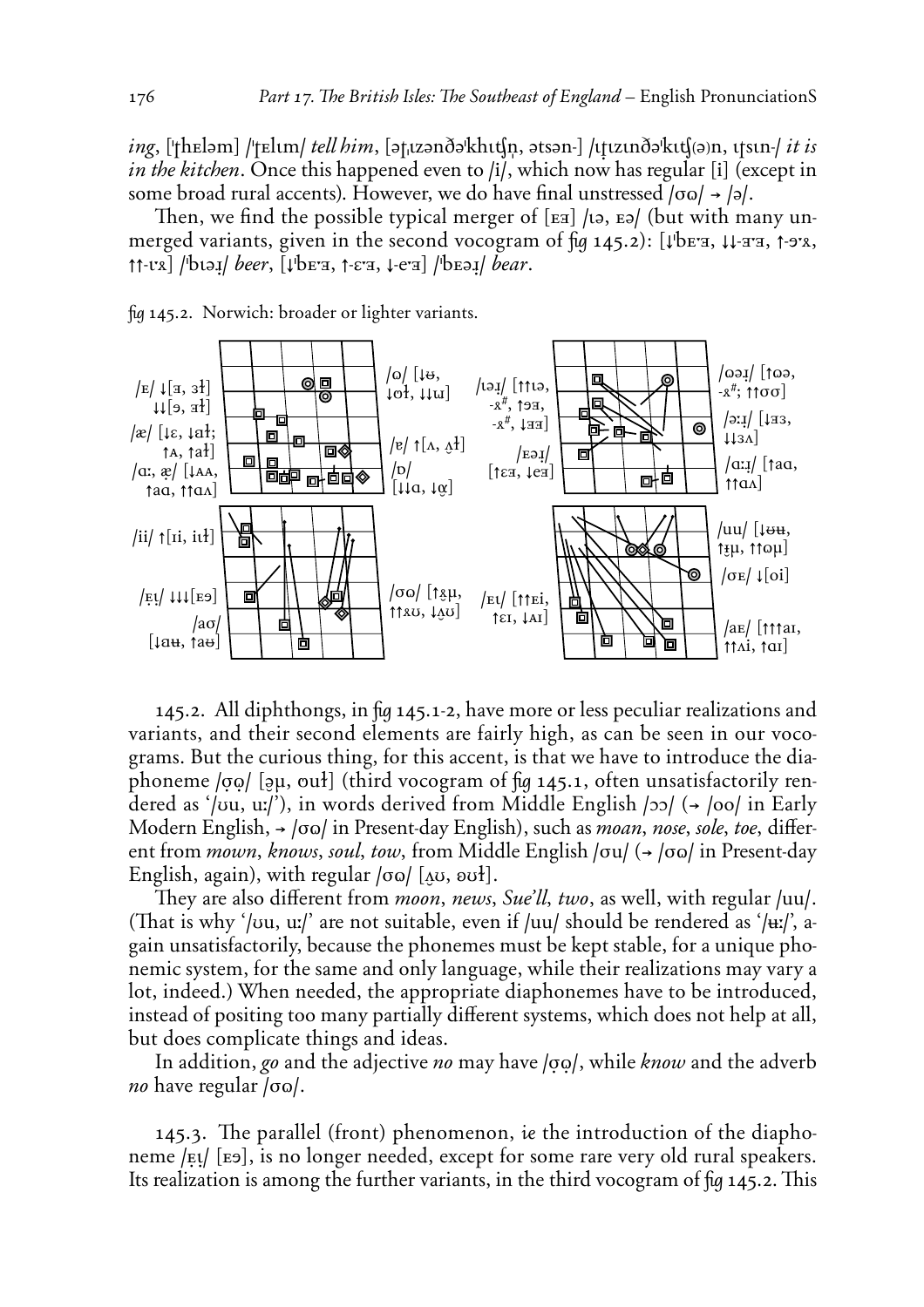*ing*, [ˈʈhɛləm] /ˈʈɛlɩm/ *tell him*, [əʈˌɩzənðəˈkhɩʧn̩, ətsən-] /ɩʈɩzɩnðəˈkɩʧ(ə)n, ɩʈsɩn-/ *it is in the kitchen*. Once this happened even to /i/, which now has regular [i] (except in some broad rural accents). However, we do have final unstressed /ʊɷ/ → /ə/.

Then, we find the possible typical merger of [ɛɘ] /ɩə, ɛə/ (but with many unmerged variants, given in the second vocogram of *fig* 145.2): [↓ˈbɛ˕ɘ, ↓↓-ɘ˕ɘ, ↑-ɘ˕ʁ, ↑↑-ɩ˕ʁ] /ˈbɩəɹ/ *beer*, [↓ˈbɛ˕ɘ, ↑-ɛ˕ɘ, ↓-e˕ɘ] /ˈbɛəɹ/ *bear*.

*fig* 145.2. Norwich: broader or lighter variants.

145.2. All diphthongs, in *fig* 145.1-2, have more or less peculiar realizations and variants, and their second elements are fairly high, as can be seen in our vocograms. But the curious thing, for this accent, is that we have to introduce the diaphoneme /ʊ̣ọ/ [əµ, oʊɫ] (third vocogram of *fig* 145.1, often unsatisfactorily rendered as '/ʊu, uː/'), in words derived from Middle English /ɔɔ/ (→ /oo/ in Early Modern English, → /ʊɷ/ in Present-day English), such as *moan*, *nose*, *sole*, *toe*, different from *mown*, *knows*, *soul*, *tow*, from Middle English /ɔu/ (→ /ʊɷ/ in Present-day English, again), with regular /ʊɷ/ [ʌ̞ʊ, əʊɫ].

They are also different from *moon*, *news*, *Sue'll*, *two*, as well, with regular /uu/. (That is why '/ʊu, uː/' are not suitable, even if /uu/ should be rendered as '/ʉː/', again unsatisfactorily, because the phonemes must be kept stable, for a unique phonemic system, for the same and only language, while their realizations may vary a lot, indeed.) When needed, the appropriate diaphonemes have to be introduced, instead of positing too many partially different systems, which does not help at all, but does complicate things and ideas.

In addition, *go* and the adjective *no* may have /ʊ̣ọ/, while *know* and the adverb *no* have regular /ʊɷ/.

145.3. The parallel (front) phenomenon, *ie* the introduction of the diaphoneme /ɛ̣ɩ̣/ [ɛɘ], is no longer needed, except for some rare very old rural speakers. Its realization is among the further variants, in the third vocogram of *fig* 145.2. This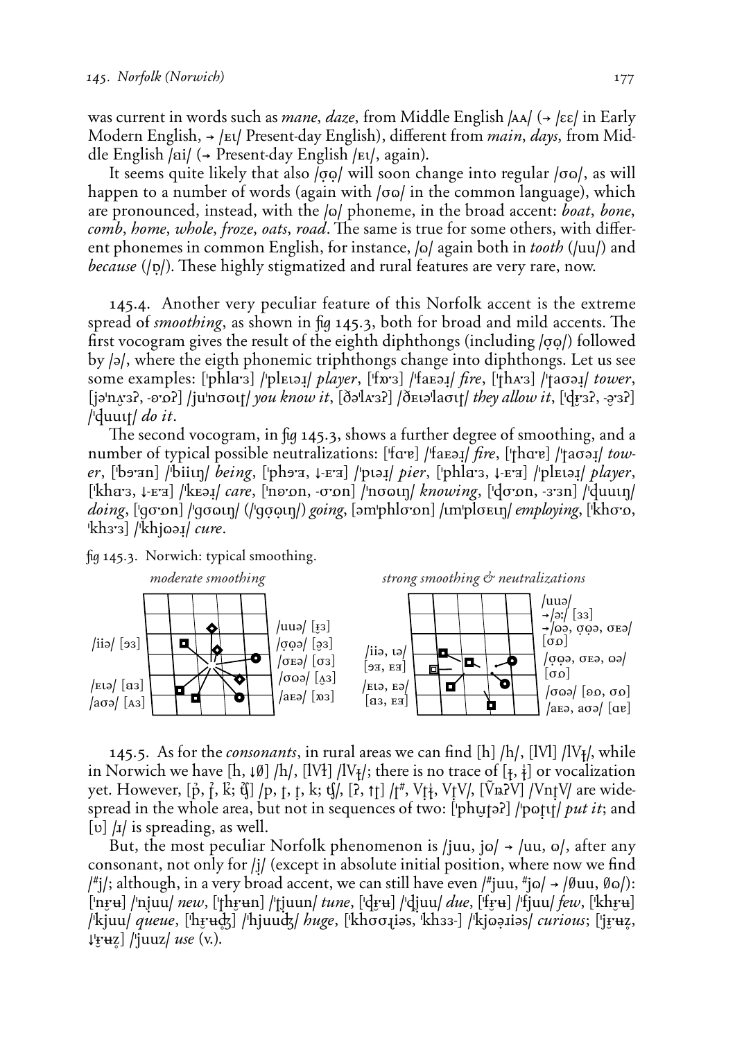was current in words such as *mane*, *daze*, from Middle English /ʌʌ/ (→ /ɛɛ/ in Early Modern English, → /ᴇɩ/ Present-day English), different from *main*, *days*, from Middle English /ai/ (→ Present-day English /ᴇɩ/, again).

It seems quite likely that also /ʊ̜ɷ̜/ will soon change into regular /ʊɷ/, as will happen to a number of words (again with /ʊɷ/ in the common language), which are pronounced, instead, with the /ɷ/ phoneme, in the broad accent: *boat*, *bone*, *comb*, *home*, *whole*, *froze*, *oats*, *road*. The same is true for some others, with different phonemes in common English, for instance, /ɷ/ again both in *tooth* (/uu/) and *because* (/ɒ/). These highly stigmatized and rural features are very rare, now.

145.4. Another very peculiar feature of this Norfolk accent is the extreme spread of *smoothing*, as shown in fig 145.3, both for broad and mild accents. The first vocogram gives the result of the eighth diphthongs (including /ʊ̜ɷ̜/) followed by /ə/, where the eigth phonemic triphthongs change into diphthongs. Let us see some examples: [ˈphla·ɜ] /ˈplᴇɩəɹ̣/ *player*, [ˈfɒ·ɜ] /ˈfaᴇəɹ̣/ *fire*, [ˈṭhʌ·ɜ] /ˈṭaʊəɹ̣/ *tower*, [jəˈnʌ·ɜʔ, -ɐ·ɒʔ] /juˈnʊɷɩṭ/ *you know it*, [ðəˈlʌ·ɜʔ] /ðᴇɩəˈlaʊɩṭ/ *they allow it*, [ˈḍɪ̞·ɜʔ, -ə̞·ɜʔ] /ˈḍuuɩṭ/ *do it*.

The second vocogram, in fig 145.3, shows a further degree of smoothing, and a number of typical possible neutralizations: [ˈfɑ·ɐ] /ˈfaᴇəɹ̣/ *fire*, [ˈṭhɑ·ɐ] /ˈṭaʊəɹ̣/ *tower*, [ˈbɘ·ɜn] /ˈbiiɩŋ/ *being*, [ˈphɘ·ɜ, ↓-ᴇ·ɜ] /ˈpɩəɹ̣/ *pier*, [ˈphla·ɜ, ↓-ᴇ·ɜ] /ˈplᴇɩəɹ̣/ *player*, [ˈkha·ɜ, ↓-ᴇ·ɜ] /ˈkᴇəɹ̣/ *care*, [ˈnɐ·ɒn, -ʊ·ɒn] /ˈnʊɷɩŋ/ *knowing*, [ˈḍʊ·ɒn, -ɜ·ɜn] /ˈḍuuɩŋ/ *doing*, [ˈgʊ·ɒn] /ˈgʊɷɩŋ/ (/ˈgʊ̜ɷ̜ɩŋ/) *going*, [əmˈphlʊ·ɒn] /ɩmˈplʊᴇɩŋ/ *employing*, [ˈkhʊ·ɒ, ˈkhɜ·ɜ] /ˈkhjɷəɹ̣/ *cure*.

fig 145.3. Norwich: typical smoothing.

*moderate smoothing* — /iiə/ [ɘɜ], /ᴇɩə/ [ɑɜ], /aʊə/ [ʌɜ], /uuə/ [ɪ̞ɜ], /ʊ̜ɷ̜ə/ [ə̞ɜ], /ʊᴇə/ [ʊɜ], /ʊɷə/ [ʌ̞ɜ], /aᴇə/ [ɒɜ]

*strong smoothing & neutralizations* — /iiə, ɩə/ [ɘɜ, ᴇɜ], /ᴇɩə, ᴇə/ [ɑɜ, ᴇɜ], /uuə/ →/əː/ [ɜɜ] →/ɷə, ʊ̜ɷ̜ə, ʊᴇə/ [ʊɒ], /ʊ̜ɷ̜ə, ʊᴇə, ɷə/ [ʊɒ], /ʊɷə/ [ɐɒ, ʊɒ], /aᴇə, aʊə/ [ɑɐ]

145.5. As for the *consonants*, in rural areas we can find [h] /h/, [lVl] /lVɫ/, while in Norwich we have [h, ↓∅] /h/, [lVɫ] /lVɫ/; there is no trace of [ɫ, ɫ] or vocalization yet. However, [p̂, ṭ̂, k̂; ʧ̂] /p, ṭ, ṭ, k; ʧ/, [ʔ, ↑ṭ] /ṭ#, Vṭɫ, VṭV/, [ṼɴʔV] /VnṭV/ are widespread in the whole area, but not in sequences of two: [ˈphʊ̜ṭəʔ] /ˈpɷṭɩṭ/ *put it*; and [ʋ] /ɹ/ is spreading, as well.

But, the most peculiar Norfolk phenomenon is /juu, jɷ/ → /uu, ɷ/, after any consonant, not only for /j/ (except in absolute initial position, where now we find /#j/; although, in a very broad accent, we can still have even /#juu, #jɷ/ → /∅uu, ∅ɷ/): [ˈnɪ̞ʉ] /ˈnjuu/ *new*, [ˈṭhɪ̞ʉn] /ˈṭjuun/ *tune*, [ˈḍɪ̞ʉ] /ˈḍjuu/ *due*, [ˈfɪ̞ʉ] /ˈfjuu/ *few*, [ˈkhɪ̞ʉ] /ˈkjuu/ *queue*, [ˈhɪ̞ʉʤ] /ˈhjuuʤ/ *huge*, [ˈkhʊʊɹ̣iəs, ˈkhɜɜ-] /ˈkjɷə̣ɹiəs/ *curious*; [ˈjɪ̞ʉz̥, ↓ɪ̞ʉz̥] /ˈjuuz/ *use* (v.).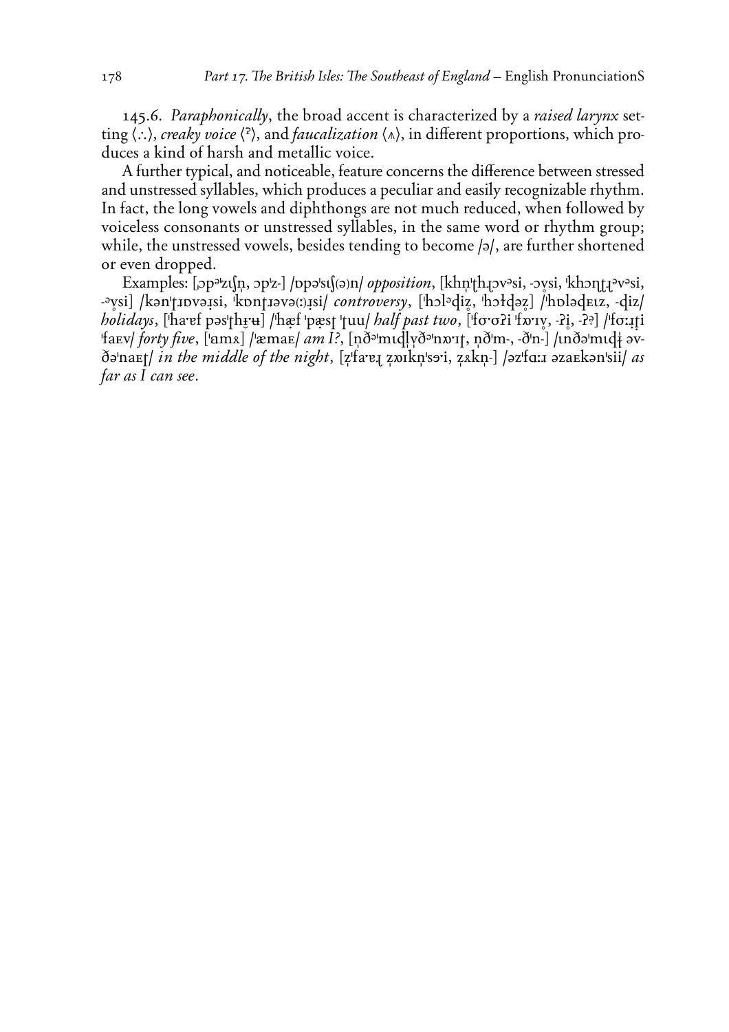145.6. *Paraphonically*, the broad accent is characterized by a *raised larynx* setting ⟨∴⟩, *creaky voice* ⟨ˀ⟩, and *faucalization* ⟨∧⟩, in different proportions, which produces a kind of harsh and metallic voice.

A further typical, and noticeable, feature concerns the difference between stressed and unstressed syllables, which produces a peculiar and easily recognizable rhythm. In fact, the long vowels and diphthongs are not much reduced, when followed by voiceless consonants or unstressed syllables, in the same word or rhythm group; while, the unstressed vowels, besides tending to become /ə/, are further shortened or even dropped.

Examples: [ɔpəˈzɪʃn̩, ɔpˈz-] /ɒpəˈsɪʃ(ə)n/ *opposition*, [khn̩ˈʈhɻɔvəsi, -ɔvsi, ˈkhɔɳʈɻəvəsi, -əvsi] /kənˈʈɹɒvəɹsi, ˈkɒnʈɹəvə(ː)ɹsi/ *controversy*, [ˈhɔlədiz̥, ˈhɔɫdəz̥] /ˈhɒlədɛɪz, -diz/ *holidays*, [ˈhaˑɐf pəsˈʈhɹ̥ʉ] /ˈhæf ˈpæsʈ ˈʈuu/ *half past two*, [ˈfɔˑɔʔi ˈfʌɪv̥, -ʔi̥, -ʔə̥] /ˈfɔːɹʈi ˈfaɛv/ *forty five*, [ˈɑmʌ] /ˈæmaɛ/ *am I?*, [n̩ðəˈmɪdl̩vðəˈnʌɪʈ, n̩ðˈm-, -ðˈn-] /ɪnðəˈmɪdɫ əvðəˈnaɛʈ/ *in the middle of the night*, [z̩ˈfaˑɐɻ z̩ʌɪkn̩ˈsəi, z̩ʌkn̩-] /əzˈfɑːɹ əzaɛkənˈsii/ *as far as I can see*.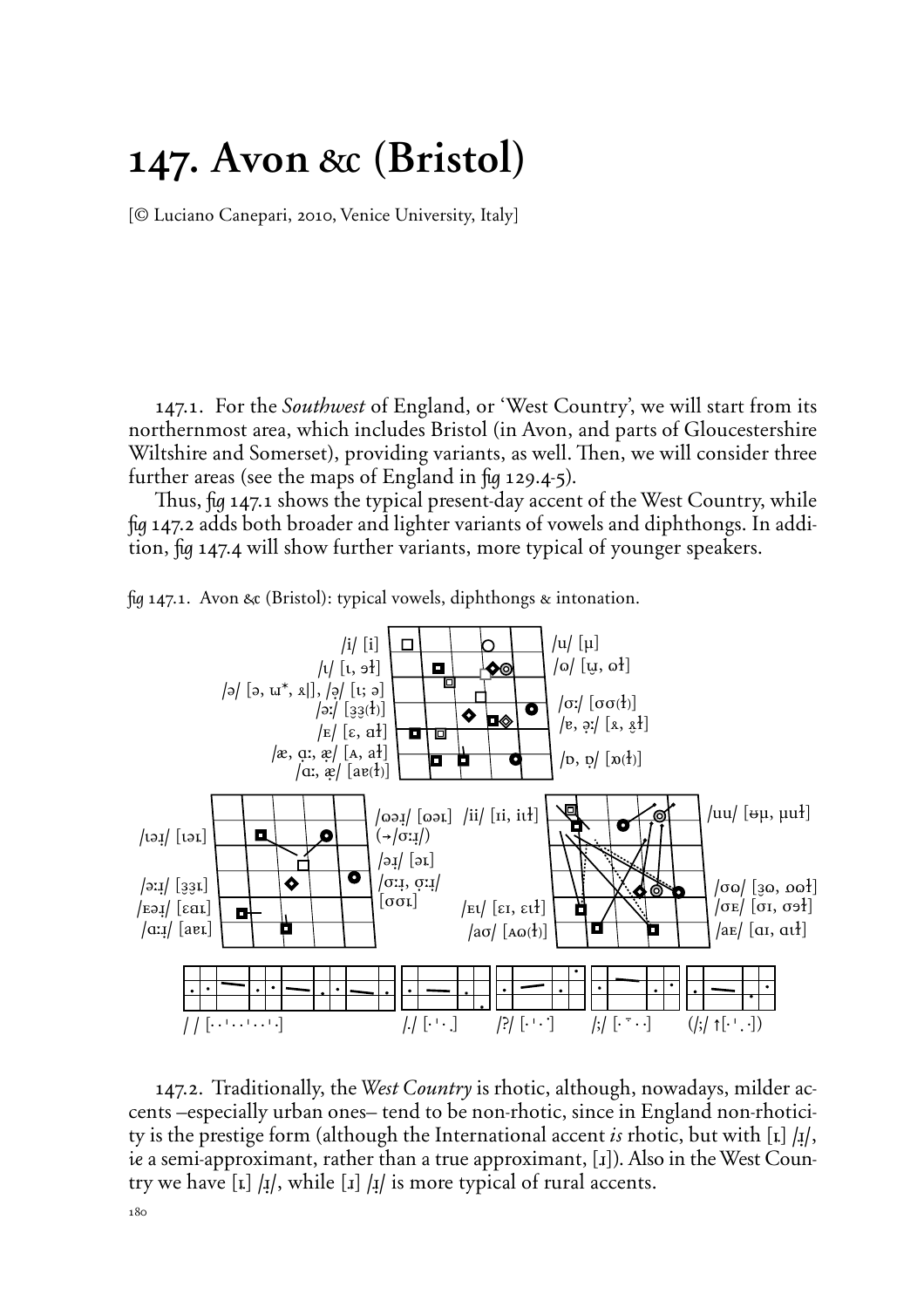# 147. Avon &c (Bristol)

[© Luciano Canepari, 2010, Venice University, Italy]

147.1. For the *Southwest* of England, or 'West Country', we will start from its northernmost area, which includes Bristol (in Avon, and parts of Gloucestershire Wiltshire and Somerset), providing variants, as well. Then, we will consider three further areas (see the maps of England in fig 129.4-5).

Thus, fig 147.1 shows the typical present-day accent of the West Country, while fig 147.2 adds both broader and lighter variants of vowels and diphthongs. In addition, fig 147.4 will show further variants, more typical of younger speakers.

fig 147.1. Avon &c (Bristol): typical vowels, diphthongs & intonation.

/i/ [i] /u/ [µ]
/ɩ/ [ɩ, əɫ] /ʊ/ [u̟, oɫ]
/ə/ [ə, ɯ*, ɤ|], /ə̣/ [ɩ; ə]
/ɜː/ [ɜ̟ɜ̟(ɫ)] /ɔː/ [ɔɔ(ɫ)]
/ɛ/ [ɛ, aɫ] /ɐ, ə̣ː/ [ɤ, ɤ̟ɫ]
/æ, ɑ̣ː, æ̣/ [ʌ, aɫ] /ɒ, ɒ̣/ [ɒ(ɫ)]
/ɑː, æ̣/ [aɐ(ɫ)]

/ɩə̣/ [ɩəɹ] /ʊə̣/ [ʊəɹ] (→/ɔːɹ̣/) /ii/ [ɪi, iɪɫ] /uu/ [ɵµ, µuɫ]
/ə̣ɹ/ [əɹ]
/ɜːɹ̣/ [ɜ̟ɜ̟ɹ] /ɔːɹ̣, ɔ̣ːɹ̣/ [ɔɔɹ] /ɔʊ/ [ɜo, ooɫ]
/ɛə̣/ [ɛaɹ] /ɛɩ/ [ɛɪ, ɛɪɫ] /ɔɛ/ [ɔɪ, ɔəɫ]
/ɑːɹ̣/ [aɐɹ] /aʊ/ [ʌɷ(ɫ)] /aɛ/ [ɑɪ, ɑɪɫ]

/ / [· · ˈ · · ˈ · · ˈ ·] /./ [· ˈ · ˌ] /?/ [· ˈ · ˙] /;/ [· ¯ · ·] (/;/ ↑[· ˈ . ·])

147.2. Traditionally, the *West Country* is rhotic, although, nowadays, milder accents –especially urban ones– tend to be non-rhotic, since in England non-rhoticity is the prestige form (although the International accent *is* rhotic, but with [ɹ] /ɹ̣/, *ie* a semi-approximant, rather than a true approximant, [ɹ]). Also in the West Country we have [ɹ] /ɹ̣/, while [ɹ] /ɹ̣/ is more typical of rural accents.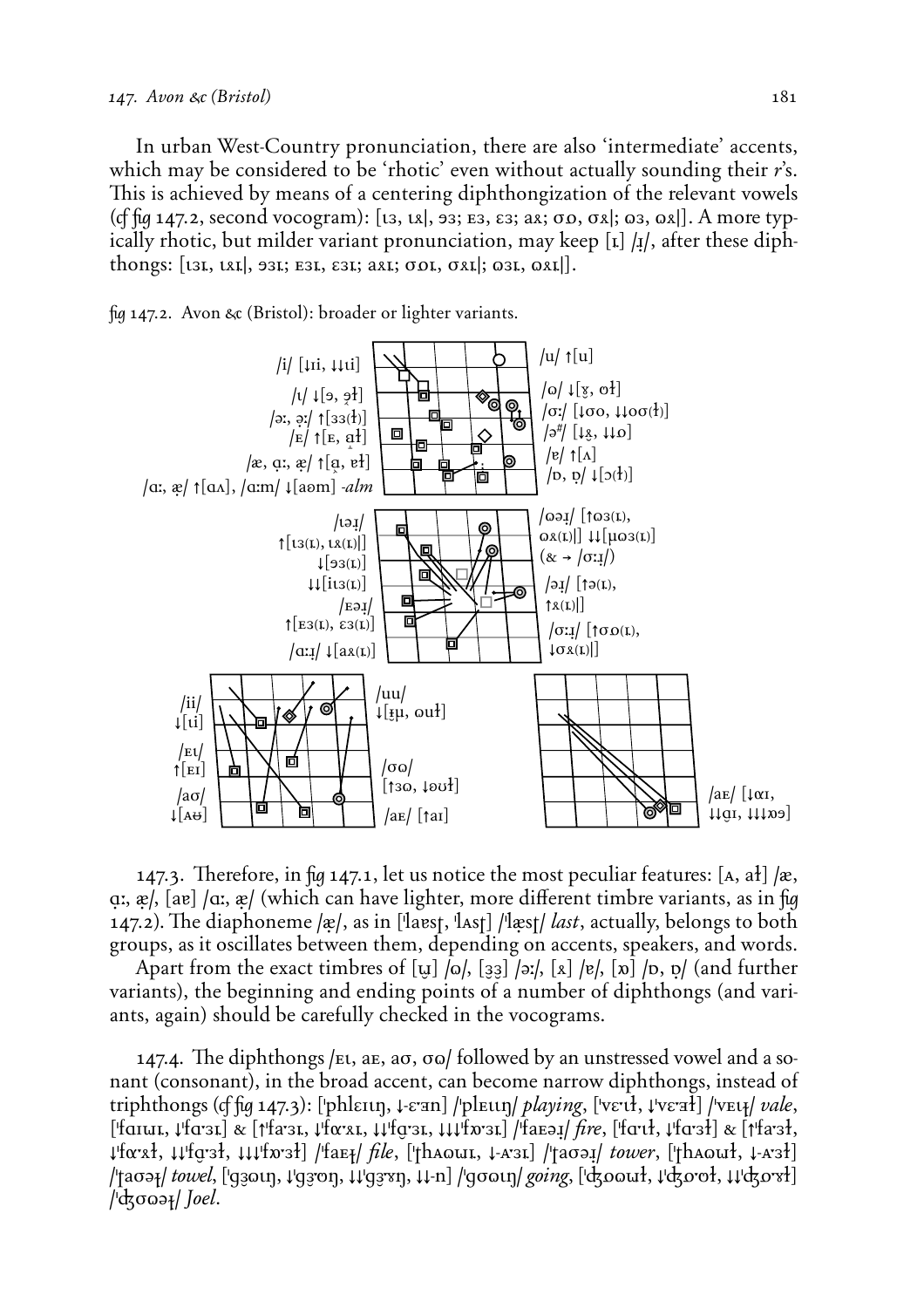In urban West-Country pronunciation, there are also 'intermediate' accents, which may be considered to be 'rhotic' even without actually sounding their *r*'s. This is achieved by means of a centering diphthongization of the relevant vowels (*cf fig* 147.2, second vocogram): [ɩɜ, ɩʁ|, ɘɜ; ᴇɜ, ɛɜ; aʁ; ʊɒ, ʊʁ|; ɷɜ, ɷʁ|]. A more typically rhotic, but milder variant pronunciation, may keep [ɪ] /ɹ̣/, after these diphthongs: [ɩɜɪ, ɩʁɪ|, ɘɜɪ; ᴇɜɪ, ɛɜɪ; aʁɪ; ʊɒɪ, ʊʁɪ|; ɷɜɪ, ɷʁɪ|].

*fig* 147.2. Avon &c (Bristol): broader or lighter variants.

147.3. Therefore, in *fig* 147.1, let us notice the most peculiar features: [ʌ, aɫ] /æ, ɑ̣ː, æ̣/, [aɐ] /ɑː, æ̣/ (which can have lighter, more different timbre variants, as in *fig* 147.2). The diaphoneme /æ̣/, as in [ˈlaɐsʈ, ˈlʌsʈ] /ˈlæ̣sʈ/ *last*, actually, belongs to both groups, as it oscillates between them, depending on accents, speakers, and words.

Apart from the exact timbres of [ʉ̞] /ɷ/, [ɜ̣ɜ] /ɘː/, [ʁ] /ɐ/, [ɒ] /ɒ, ɒ̣/ (and further variants), the beginning and ending points of a number of diphthongs (and variants, again) should be carefully checked in the vocograms.

147.4. The diphthongs /ᴇɩ, aᴇ, aʊ, ʊɷ/ followed by an unstressed vowel and a sonant (consonant), in the broad accent, can become narrow diphthongs, instead of triphthongs (*cf fig* 147.3): [ˈphlɛɪɩŋ, ↓-ɛ·ɜn] /ˈplᴇɩɩŋ/ *playing*, [ˈvɛ·ɩɫ, ↓ˈvɛ·ɜɫ] /ˈvᴇɩɫ̣/ *vale*, [ˈfaɪɯɪ, ↓ˈfɑ·ɜɪ] & [↑ˈfa·ɜɪ, ↓ˈfɑ·ʁɪ, ↓↓ˈfɑ̣·ɜɪ, ↓↓↓ˈfɒ·ɜɪ] /ˈfaᴇəɹ̣/ *fire*, [ˈfɑ·ɩɫ, ↓ˈfɑ·ɜɫ] & [↑ˈfa·ɜɫ, ↓ˈfɑ·ʁɫ, ↓↓ˈfɑ̣·ɜɫ, ↓↓↓ˈfɒ·ɜɫ] /ˈfaᴇɫ̣/ *file*, [ˈʈhʌɷɯɪ, ↓-ʌ·ɜɪ] /ˈʈaʊəɹ̣/ *tower*, [ˈʈhʌɷɯɫ, ↓-ʌ·ɜɫ] /ˈʈaʊəɫ̣/ *towel*, [ˈɡ̊ɜoɩŋ, ↓ˈɡ̊ɜ·ʊŋ, ↓↓ˈɡ̊ɜ·ɤŋ, ↓↓-n] /ˈɡ̊ʊɷɩŋ/ *going*, [ˈʤoɷɯɫ, ↓ˈʤo·ʊɫ, ↓↓ˈʤo·ɤɫ] /ˈʤʊɷəɫ̣/ *Joel*.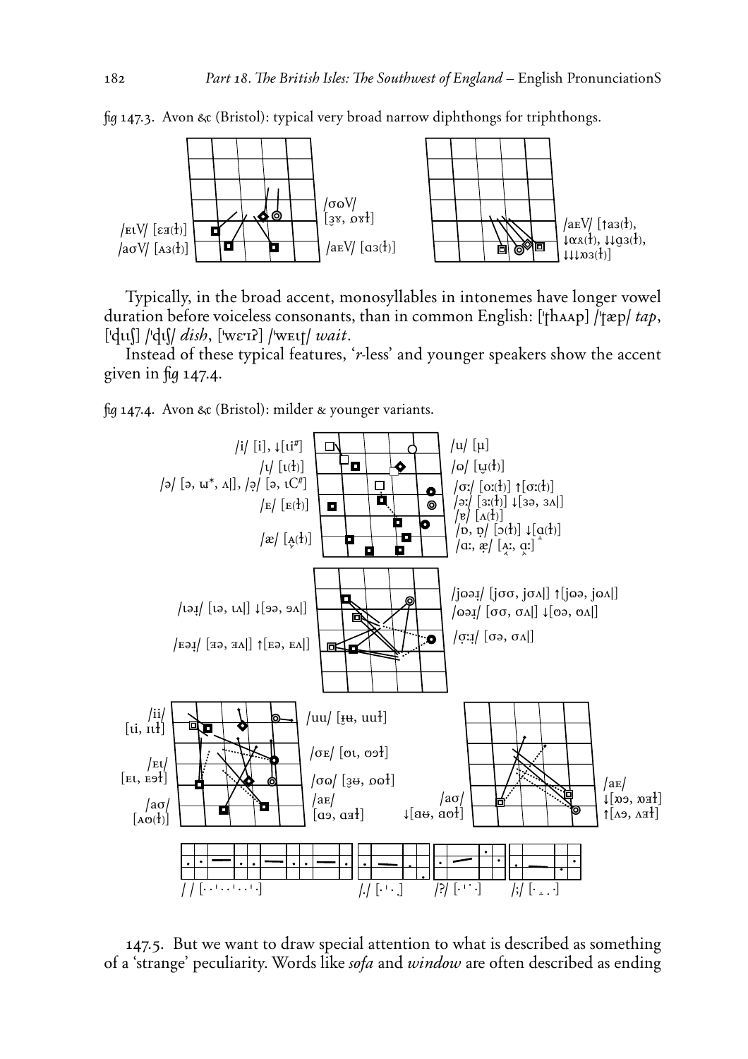fig 147.3. Avon &c (Bristol): typical very broad narrow diphthongs for triphthongs.

/ɛɪV/ [ɛɜ(ɫ)]
/aʊV/ [ʌɜ(ɫ)]
/ʊɵV/ [ɜɤ, ɒɤɫ]
/aɛV/ [ɑɜ(ɫ)]
/aɛV/ [↑aɜ(ɫ), ↓ɑɤ(ɫ), ↓↓ɑɜ(ɫ), ↓↓↓ɒɜ(ɫ)]

Typically, in the broad accent, monosyllables in intonemes have longer vowel duration before voiceless consonants, than in common English: [ˈʈhʌʌp] /ˈʈæp/ *tap*, [ˈɖɩɩʃ] /ˈɖɩʃ/ *dish*, [ˈwɛˑɪʔ] /ˈwɛɩʈ/ *wait*.

Instead of these typical features, '*r*-less' and younger speakers show the accent given in fig 147.4.

fig 147.4. Avon &c (Bristol): milder & younger variants.

/i/ [i], ↓[ɩi#]
/ɩ/ [ɩ(ɫ)]
/ə/ [ə, ɯ*, ʌ|], /ə̣/ [ə, ɩC#]
/ɛ/ [ᴇ(ɫ)]
/æ/ [ʌ̬(ɫ)]
/u/ [ʉ]
/ʊ/ [ʉ̞(ɫ)]
/ɔː/ [oː(ɫ)] ↑[ɔː(ɫ)]
/əː/ [ɜː(ɫ)] ↓[ɜə, ɜʌ|]
/ɐ/ [ʌ(ɫ)]
/ɒ, ɒ̣/ [ɔ(ɫ)] ↓[ɑ̣(ɫ)]
/ɑː, æ̣/ [ʌ̬ː, ɑ̬ː]

/ɩəɹ/ [ɩə, ɩʌ|] ↓[ɘə, ɘʌ|]
/ɛəɹ/ [ɜə, ɜʌ|] ↑[ɛə, ɛʌ|]
/jʊəɹ/ [jɔɔ, jɔʌ|] ↑[jɵə, jɵʌ|]
/ʊəɹ/ [ɔɔ, ɔʌ|] ↓[ɵə, ɵʌ|]
/ọːɹ/ [ɔə, ɔʌ|]

/ii/ [ɩi, ɩɩɫ]
/ɛɩ/ [ᴇɩ, ᴇɘɫ]
/aʊ/ [ʌʊ(ɫ)]
/uu/ [ɪ̞ʉ, uuɫ]
/ɔɛ/ [oɩ, oɘɫ]
/ʊɵ/ [ɜ̞ʉ, ɒɵɫ]
/aɛ/ [ɑɘ, ɑɘɫ]
/aʊ/ ↓[aʉ, aʊɫ]
/aɛ/ ↓[ɒɘ, ɒɘɫ] ↑[ʌɘ, ʌɘɫ]

/ / [· · ˈ · · ˈ · · ˈ ·]  /./ [· ˈ · ˌ]  /?/ [· ˈ ˙ ·]  /;/ [· ˍ · ·]

147.5. But we want to draw special attention to what is described as something of a 'strange' peculiarity. Words like *sofa* and *window* are often described as ending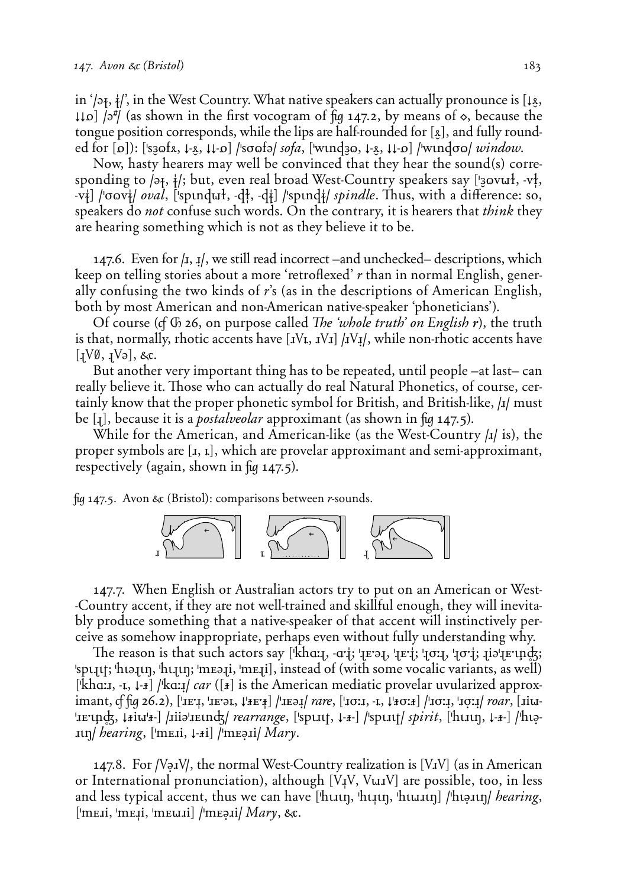in '/əɫ, ɫ̩/', in the West Country. What native speakers can actually pronounce is [↓ɤ̞, ↓↓ɷ] /ə#/ (as shown in the first vocogram of fig 147.2, by means of ◇, because the tongue position corresponds, while the lips are half-rounded for [ɤ̞], and fully rounded for [ɷ]): ['sɜɷfɤ, ↓-ɤ̞, ↓↓-ɷ] /'sɞɷfə/ *sofa*, ['wɪnd̠ʒɷ, ↓-ɤ̞, ↓↓-ɷ] /'wɪnd̠ɞɷ/ *window*.

Now, hasty hearers may well be convinced that they hear the sound(s) corresponding to /əɫ, ɫ̩/; but, even real broad West-Country speakers say ['ɜɷvɯɫ, -vɫ̩, -vɫ̩] /'ɞɷvɫ̩/ *oval*, ['spɪnd̠ɯɫ, -d̠ɫ̩, -d̠ɫ̩] /'spɪnd̠ɫ̩/ *spindle*. Thus, with a difference: so, speakers do *not* confuse such words. On the contrary, it is hearers that *think* they are hearing something which is not as they believe it to be.

147.6. Even for /ɹ, ɹ̩/, we still read incorrect –and unchecked– descriptions, which keep on telling stories about a more 'retroflexed' *r* than in normal English, generally confusing the two kinds of *r*'s (as in the descriptions of American English, both by most American and non-American native-speaker 'phoneticians').

Of course (cf Ⓗ 26, on purpose called *The 'whole truth' on English r*), the truth is that, normally, rhotic accents have [ɹVɹ̞, ɹVɹ] /ɹVɹ̩/, while non-rhotic accents have [ɻVØ, ɻVə], &c.

But another very important thing has to be repeated, until people –at last– can really believe it. Those who can actually do real Natural Phonetics, of course, certainly know that the proper phonetic symbol for British, and British-like, /ɹ/ must be [ɻ], because it is a *postalveolar* approximant (as shown in fig 147.5).

While for the American, and American-like (as the West-Country /ɹ/ is), the proper symbols are [ɹ, ɹ̞], which are provelar approximant and semi-approximant, respectively (again, shown in fig 147.5).

fig 147.5. Avon &c (Bristol): comparisons between *r*-sounds.

147.7. When English or Australian actors try to put on an American or West-Country accent, if they are not well-trained and skillful enough, they will inevitably produce something that a native-speaker of that accent will instinctively perceive as somehow inappropriate, perhaps even without fully understanding why.

The reason is that such actors say ['kʰɑːɻ, -ɑˑɻ̩; 'ɻɛˑəɻ, 'ɻɛˑɻ̩; 'ɻɔːɻ, 'ɻɔˑɻ̩; ɻiə'ɻɛˑɪnd̠ʒ; 'spɪɻɪʈ; 'hɪəɻɪŋ, 'hɪɻɪŋ; 'mɛəɻi, 'mɛɻi], instead of (with some vocalic variants, as well) ['kʰɑːɹ, -ɹ̞, ↓-ɚ] /'kɑːɹ̩/ *car* ([ɚ] is the American mediatic provelar uvularized approximant, cf fig 26.2), ['ɹɛˑɹ, 'ɹɛˑəɹ, ↓'ɚɛˑɚ] /'ɹɛəɹ̩/ *rare*, ['ɹɔːɹ, -ɹ̞, ↓'ɚɔːɚ] /'ɹɔːɹ̩, 'ɹɔ̣ːɹ̩/ *roar*, [ɹiɯ'ɹɛˑɪnd̠ʒ, ↓ɚiɯ'ɚ-] /ɹiiə'ɹɛɪnd̠ʒ/ *rearrange*, ['spɪɹɪʈ, ↓-ɚ-] /'spɪɹɪʈ/ *spirit*, ['hɪɹɪŋ, ↓-ɚ-] /'hɪ̣əɹɪŋ/ *hearing*, ['mɛɹi, ↓-ɚi] /'mɛ̣əɹi/ *Mary*.

147.8. For /Vɘ̣ɹV/, the normal West-Country realization is [VɹV] (as in American or International pronunciation), although [VɻV, VɯɹV] are possible, too, in less and less typical accent, thus we can have ['hɪɹɪŋ, 'hɪɻɪŋ, 'hɪɯɹɪŋ] /'hɪ̣əɹɪŋ/ *hearing*, ['mɛɹi, 'mɛɻi, 'mɛɯɹi] /'mɛ̣əɹi/ *Mary*, &c.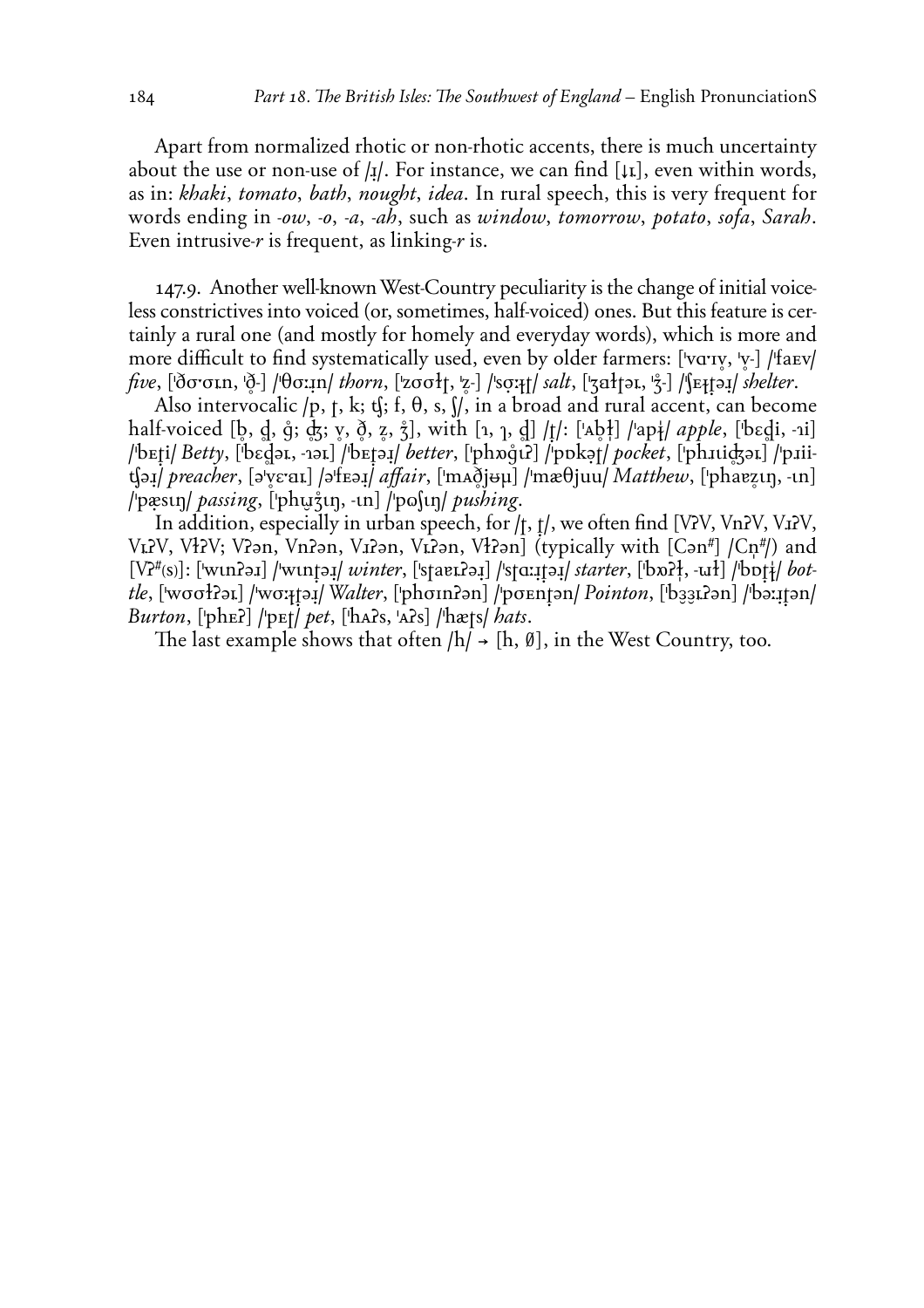Apart from normalized rhotic or non-rhotic accents, there is much uncertainty about the use or non-use of /ɹ/. For instance, we can find [↓ɹ], even within words, as in: *khaki*, *tomato*, *bath*, *nought*, *idea*. In rural speech, this is very frequent for words ending in *-ow*, *-o*, *-a*, *-ah*, such as *window*, *tomorrow*, *potato*, *sofa*, *Sarah*. Even intrusive-*r* is frequent, as linking-*r* is.

147.9. Another well-known West-Country peculiarity is the change of initial voiceless constrictives into voiced (or, sometimes, half-voiced) ones. But this feature is certainly a rural one (and mostly for homely and everyday words), which is more and more difficult to find systematically used, even by older farmers: [ˈvɑ·ɪv̥, ˈv̥-] /ˈfaɛv/ *five*, [ˈðσ·σɪn, ˈð̥-] /ˈθσːɹn/ *thorn*, [ˈzσσɫʈ, ˈz̥-] /ˈsσːɫʈ/ *salt*, [ˈʒɐɫʈəɹ, ˈʒ̊-] /ˈʃɛɫʈəɹ/ *shelter*.

Also intervocalic /p, ʈ, k; ʧ; f, θ, s, ʃ/, in a broad and rural accent, can become half-voiced [b̥, d̥, g̊; ʤ̊; v̥, ð̥, z̥, ʒ̊], with [ɿ, ɿ, d̥] /ʈ/: [ˈʌb̥ɫ] /ˈapɫ/ *apple*, [ˈbɛd̥i, -ɿi] /ˈbɛʈi/ *Betty*, [ˈbɛd̥əɹ, -ɿəɹ] /ˈbɛʈəɹ/ *better*, [ˈphɒg̊ɪʔ] /ˈpɒkəʈ/ *pocket*, [ˈphɹɪiʤ̊əɹ] /ˈpɹiiʧəɹ/ *preacher*, [əˈv̥ɛ·ɑɹ] /əˈfɛəɹ/ *affair*, [ˈmʌð̥jʉµ] /ˈmæθjuu/ *Matthew*, [ˈphaɐz̥ɪŋ, -ɪn] /ˈpæsɪŋ/ *passing*, [ˈphʊ̈ʒ̊ɪŋ, -ɪn] /ˈpʊʃɪŋ/ *pushing*.

In addition, especially in urban speech, for /ʈ, ʈ/, we often find [VʔV, VnʔV, VɹʔV, VɹʔV, VɫʔV; Vʔən, Vnʔən, Vɹʔən, Vɹʔən, Vɫʔən] (typically with [Cən#] /Cn̩#/) and [Vʔ#(s)]: [ˈwɪnʔəɹ] /ˈwɪnʈəɹ/ *winter*, [ˈsʈaɐɹʔəɹ] /ˈsʈɑːɹʈəɹ/ *starter*, [ˈbɒʔɫ, -ɯɫ] /ˈbɒʈɫ/ *bottle*, [ˈwσσɫʔəɹ] /ˈwσːɫʈəɹ/ *Walter*, [ˈphσɪnʔən] /ˈpσɛnʈən/ *Pointon*, [ˈbɜɜɹʔən] /ˈbəːɹʈən/ *Burton*, [ˈphɛʔ] /ˈpɛʈ/ *pet*, [ˈhʌʔs, ˈʌʔs] /ˈhæʈs/ *hats*.

The last example shows that often /h/ → [h, ∅], in the West Country, too.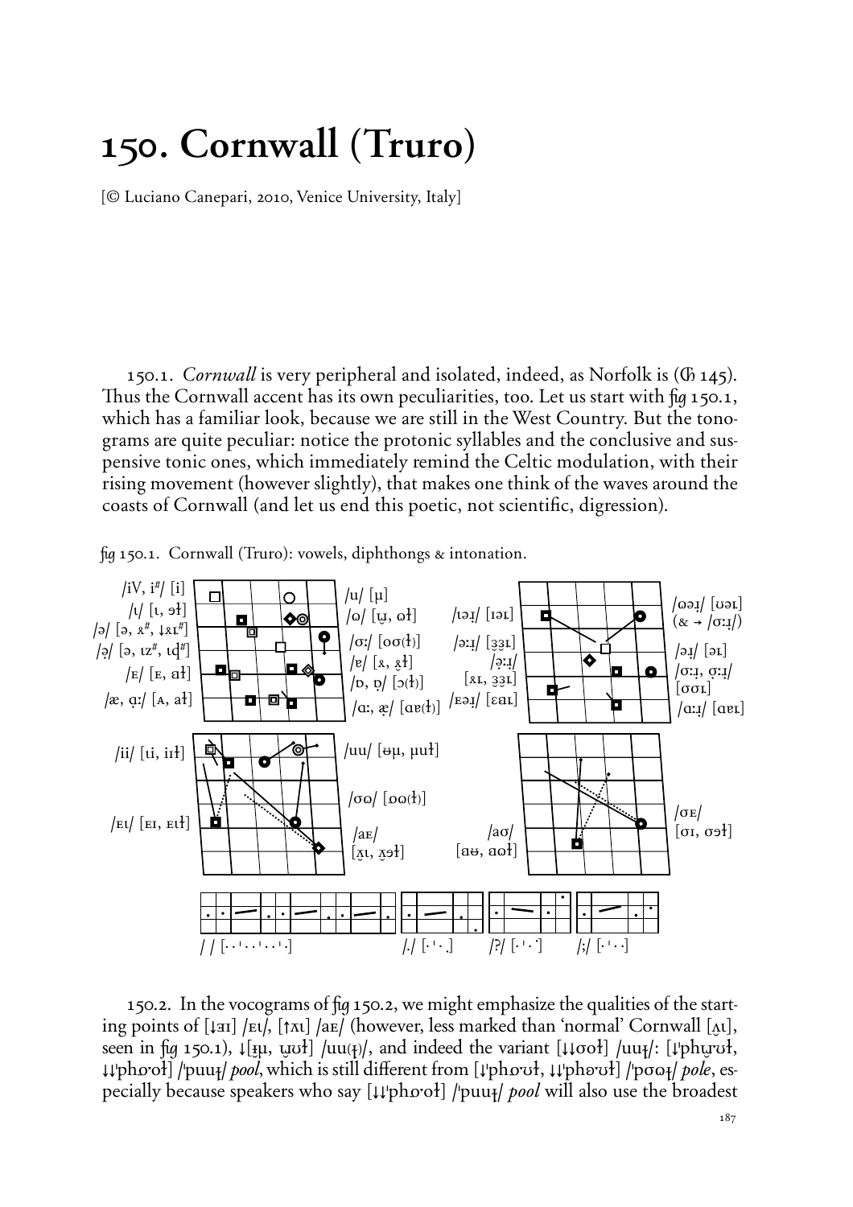# 150. Cornwall (Truro)

[© Luciano Canepari, 2010, Venice University, Italy]

150.1. *Cornwall* is very peripheral and isolated, indeed, as Norfolk is (⊕ 145). Thus the Cornwall accent has its own peculiarities, too. Let us start with fig 150.1, which has a familiar look, because we are still in the West Country. But the tonograms are quite peculiar: notice the protonic syllables and the conclusive and suspensive tonic ones, which immediately remind the Celtic modulation, with their rising movement (however slightly), that makes one think of the waves around the coasts of Cornwall (and let us end this poetic, not scientific, digression).

fig 150.1. Cornwall (Truro): vowels, diphthongs & intonation.

150.2. In the vocograms of fig 150.2, we might emphasize the qualities of the starting points of [↓ɜɪ] /ɛɩ/, [↑ʌɪ] /aɛ/ (however, less marked than 'normal' Cornwall [ʌ̹ɪ], seen in fig 150.1), ↓[ɪ̈ʉ, ʉ̜ʊɫ] /uu(ɫ)/, and indeed the variant [↓↓ʊoɫ] /uuɫ/: [↓ˈphʉ̜ʊɫ, ↓↓ˈphoʊɫ] /ˈpuuɫ/ *pool*, which is still different from [↓ˈphoʊɫ, ↓↓ˈphoʊɫ] /ˈpʊɷɫ/ *pole*, especially because speakers who say [↓↓ˈphoʊɫ] /ˈpuuɫ/ *pool* will also use the broadest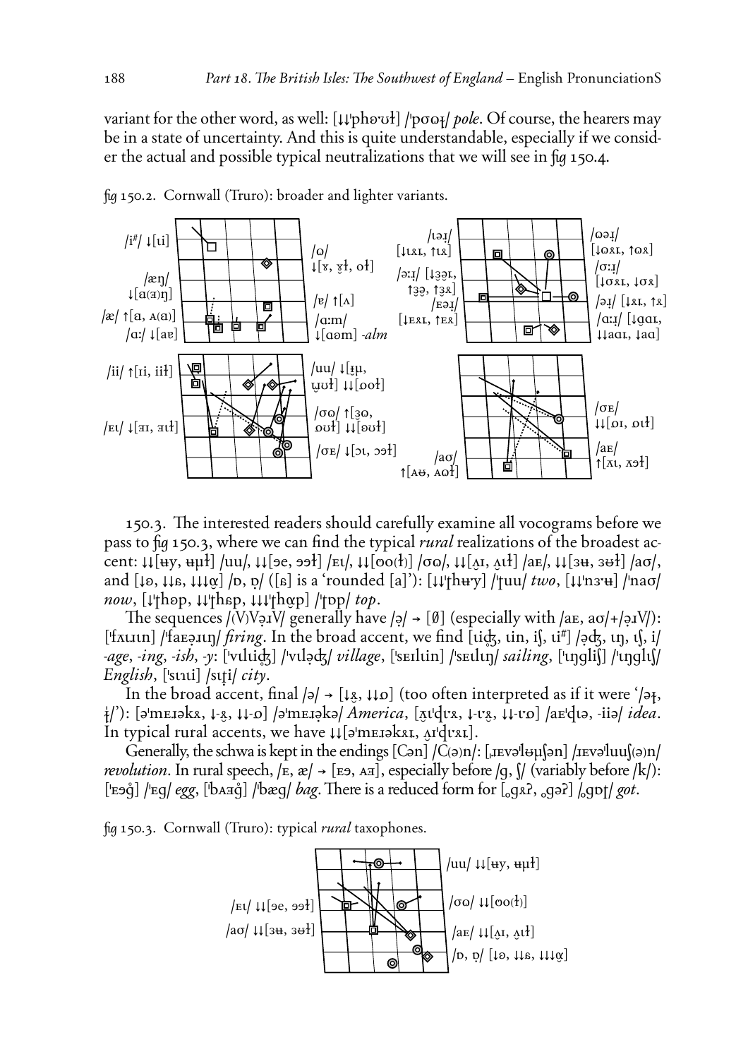variant for the other word, as well: [↓↓ˈphəˑʊɫ] /ˈpɔoɫ/ *pole*. Of course, the hearers may be in a state of uncertainty. And this is quite understandable, especially if we consider the actual and possible typical neutralizations that we will see in *fig* 150.4.

*fig* 150.2. Cornwall (Truro): broader and lighter variants.

/i#/ ↓[ɩi]
/æŋ/ ↓[a(ɜ)ŋ]
/æ/ ↑[a, ʌ(ɑ)]
/ɑː/ ↓[ɐe]
/ɵ/ ↓[ɤ, ɤɫ, oɫ]
/ɐ/ ↑[ʌ]
/ɑːm/ ↓[ɑəm] *-alm*
/ɩəɹ/ [↓ɩʀɪ, ↑ɩʀ]
/əːɹ/ [↓ɜ̃əɪ, ↑ɜ̃ə, ↑ɜ̃ʀ]
/ɛəɹ/ [↓ɛʀɪ, ↑ɛʀ]
/ɵəɹ/ [↓ɵʀɪ, ↑ɵʀ]
/ɔːɹ/ [↓ɔʀɪ, ↓ɔʀ]
/əɹ/ [↓ʀɪ, ↑ʀ]
/ɑːɹ/ [↓ɑɪ, ↓↓aɑɪ, ↓aɑ]
/ii/ ↑[ɩi, iiɫ]
/ɛɩ/ ↓[ɜɪ, ɜɩɫ]
/uu/ ↓[ɟʉ, ɥʊɫ] ↓↓[ɔoɫ]
/ɔʊ/ ↑[ɜo, ɔʊɫ] ↓↓[əʊɫ]
/ɔɛ/ ↓[ɔɪ, ɔəɫ]
/ɔɛ/ ↓↓[oɪ, oɩɫ]
/aɛ/ ↑[ʌɪ, ʌəɫ]
/aɔ/ ↑[aɵ, aoɫ]

150.3. The interested readers should carefully examine all vocograms before we pass to *fig* 150.3, where we can find the typical *rural* realizations of the broadest accent: ↓↓[ʉy, ʉɥɫ] /uu/, ↓↓[əe, əəɫ] /ɛɩ/, ↓↓[ɵo(ɫ)] /ɔʊ/, ↓↓[ʌ̞ɪ, ʌ̞ɩɫ] /aɛ/, ↓↓[ɜʉ, ɜʊɫ] /aɔ/, and [↓ɵ, ↓↓ɐ, ↓↓↓ɑ̞] /ɒ, ɒ̞/ ([ɐ] is a 'rounded [a]'): [↓↓ˈṭhʉˑy] /ˈṭuu/ *two*, [↓↓ˈnɜˑʉ] /ˈnaɔ/ *now*, [↓ˈṭhɵp, ↓↓ˈṭhɐp, ↓↓↓ˈṭhɑ̞p] /ˈṭɒp/ *top*.

The sequences /(V)Vəɹ̣V/ generally have /ə/ → [∅] (especially with /aɛ, aɔ/+/əɹV/): [ˈfʌɹɹɪn] /ˈfaɛəɹɪŋ/ *firing*. In the broad accent, we find [ɩɪʤ, ɩin, iʃ, ɩi#] /əʤ, ɩŋ, ɩʃ, i/ *-age*, *-ing*, *-ish*, *-y*: [ˈvɪlɩɪʤ] /ˈvɪləʤ/ *village*, [ˈsɛɪlɩin] /ˈsɛɩlɩŋ/ *sailing*, [ˈɩŋgliʃ] /ˈɩŋglɩʃ/ *English*, [ˈsɪɹɩi] /sɪṭi/ *city*.

In the broad accent, final /ə/ → [↓ʀ̞, ↓↓ɒ] (too often interpreted as if it were '/əɹ̣, ɹ̣/'): [əˈmɛɹəkʀ, ↓-ʀ̞, ↓↓-ɒ] /əˈmɛɹəkə/ *America*, [ʌ̞ɪˈḍɩʀ, ↓-ɩʀ̞, ↓↓-ɩɒ] /aɛˈḍɩə, -iiə/ *idea*. In typical rural accents, we have ↓↓[əˈmɛɹəkʀɪ, ʌ̞ɪˈḍɩʀɪ].

Generally, the schwa is kept in the endings [Cən] /C(ə)n/: [ˌɹɛvəˈlʉɥʃən] /ɹɛvəˈluuʃ(ə)n/ *revolution*. In rural speech, /ɛ, æ/ → [ɛə, ʌɜ], especially before /g, ʃ/ (variably before /k/): [ˈɛəg̊] /ˈɛg/ *egg*, [ˈbʌɜg̊] /ˈbæg/ *bag*. There is a reduced form for [ˌgʀʔ, ˌgəʔ] /ˌgɒṭ/ *got*.

*fig* 150.3. Cornwall (Truro): typical *rural* taxophones.

/uu/ ↓↓[ʉy, ʉɥɫ]
/ɛɩ/ ↓↓[əe, əəɫ]
/ɔʊ/ ↓↓[ɵo(ɫ)]
/aɔ/ ↓↓[ɜʉ, ɜʊɫ]
/aɛ/ ↓↓[ʌ̞ɪ, ʌ̞ɩɫ]
/ɒ, ɒ̞/ [↓ɵ, ↓↓ɐ, ↓↓↓ɑ̞]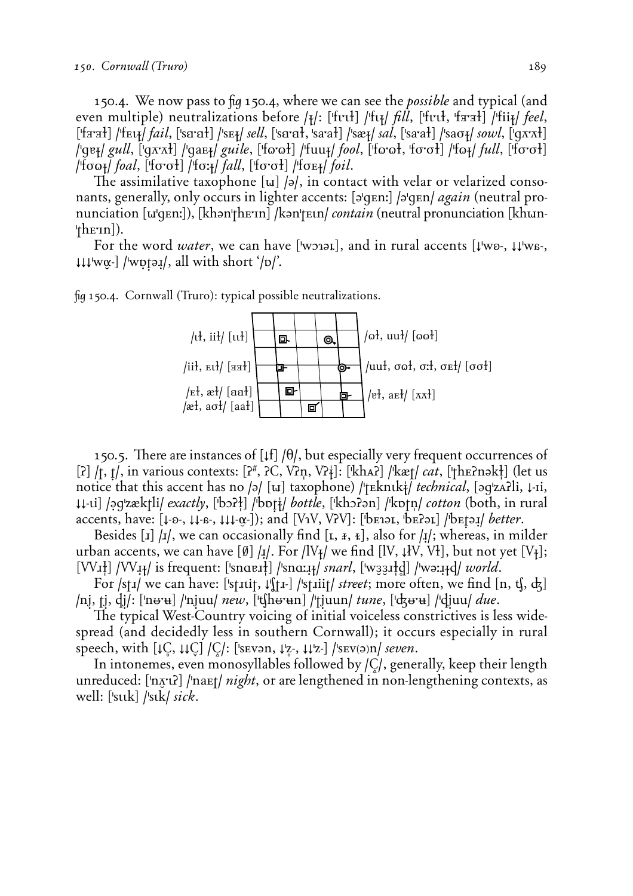150.4. We now pass to fig 150.4, where we can see the *possible* and typical (and even multiple) neutralizations before /ɫ̥/: [ˈfɪ·ɪɫ] /ˈfɪɫ̥/ *fill*, [ˈfɜ·ɪɫ, ˈfɜ·ɜɫ] /ˈfiiɫ̥/ *feel*, [ˈfɜ·ɜɫ] /ˈfɛɪɫ̥/ *fail*, [ˈsɑ·ɑɫ] /ˈsɛɫ̥/ *sell*, [ˈsɑ·ɑɫ, ˈsa·aɫ] /ˈsæɫ̥/ *sal*, [ˈsa·aɫ] /ˈsaɵɫ̥/ *sowl*, [ˈɡʌ·ʌɫ] /ˈɡɐɫ̥/ *gull*, [ˈɡʌ·ʌɫ] /ˈɡaɛɫ̥/ *guile*, [ˈfɷ·ɷɫ] /ˈfuuɫ̥/ *fool*, [ˈfɷ·ɷɫ, ˈfʊ·ʊɫ] /ˈfɷɫ̥/ *full*, [ˈfʊ·ʊɫ] /ˈfʊɷɫ̥/ *foal*, [ˈfʊ·ʊɫ] /ˈfʊːɫ̥/ *fall*, [ˈfʊ·ʊɫ] /ˈfʊɛɫ̥/ *foil*.

The assimilative taxophone [ɯ] /ə/, in contact with velar or velarized consonants, generally, only occurs in lighter accents: [əˈɡɛnː] /əˈɡɛn/ *again* (neutral pronunciation [ɯˈɡɛnː]), [khənˈʈhɛ·ɪn] /kənˈʈɛɪn/ *contain* (neutral pronunciation [khɯn-ˈʈhɛ·ɪn]).

For the word *water*, we can have [ˈwɔɪəɹ], and in rural accents [↓ˈwɵ-, ↓↓ˈwʁ-, ↓↓↓ˈwɑ̟-] /ˈwɒʈəɹ/, all with short '/ɒ/'.

fig 150.4. Cornwall (Truro): typical possible neutralizations.

150.5. There are instances of [↓f] /θ/, but especially very frequent occurrences of [ʔ] /ʈ, ʈ/, in various contexts: [ʔ#, ʔC, Vʔn̩, Vʔɫ̩]: [ˈkhʌʔ] /ˈkæʈ/ *cat*, [ˈʈhɛʔnəkɫ̩] (let us notice that this accent has no /ə/ [ɯ] taxophone) /ˈʈɛknɪkɫ̥/ *technical*, [əɡˈzʌʔli, ↓-ɪi, ↓↓-ɩi] /əɡˈzækʈli/ *exactly*, [ˈbɔʔɫ̩] /ˈbɒʈɫ̥/ *bottle*, [ˈkhɔʔən] /ˈkɒʈn̩/ *cotton* (both, in rural accents, have: [↓-ɵ-, ↓↓-ʁ-, ↓↓↓-ɑ̟-]); and [VɪV, VʔV]: [ˈbɛɪəɹ, ˈbɛʔəɹ] /ˈbɛʈəɹ/ *better*.

Besides [ɹ] /ɹ/, we can occasionally find [ɹ̩, ɹ̶, ɹ̵], also for /ɹ/; whereas, in milder urban accents, we can have [∅] /ɹ/. For /lVɫ̥/ we find [lV, ↓ɫV, Vɫ], but not yet [Vɫ̥]; [VVɹɫ̩] /VVɹɫ̥/ is frequent: [ˈsnɑɐɹɫ̩] /ˈsnɑːɹɫ̥/ *snarl*, [ˈwɜ̜ɜ̜ɹɫd̥] /ˈwəːɹɫd/ *world*.

For /sʈɹ/ we can have: [ˈsʈɹɩiʈ, ↓ˈʃʈɹ-] /ˈsʈɹiiʈ/ *street*; more often, we find [n, ʧ, ʤ] /nj, ʈj, ɖj/: [ˈnʊ·ʉ] /ˈnjuu/ *new*, [ˈʧhʊ·ʉn] /ˈʈjuun/ *tune*, [ˈʤʊ·ʉ] /ˈɖjuu/ *due*.

The typical West-Country voicing of initial voiceless constrictives is less widespread (and decidedly less in southern Cornwall); it occurs especially in rural speech, with [↓C̬, ↓↓C̬] /C̥/: [ˈsɛvən, ↓ˈz̥-, ↓↓ˈz-] /ˈsɛv(ə)n/ *seven*.

In intonemes, even monosyllables followed by /C̥/, generally, keep their length unreduced: [ˈnʌ̟·ɪʔ] /ˈnaɛʈ/ *night*, or are lengthened in non-lengthening contexts, as well: [ˈsɪ·ɪk] /ˈsɪk/ *sick*.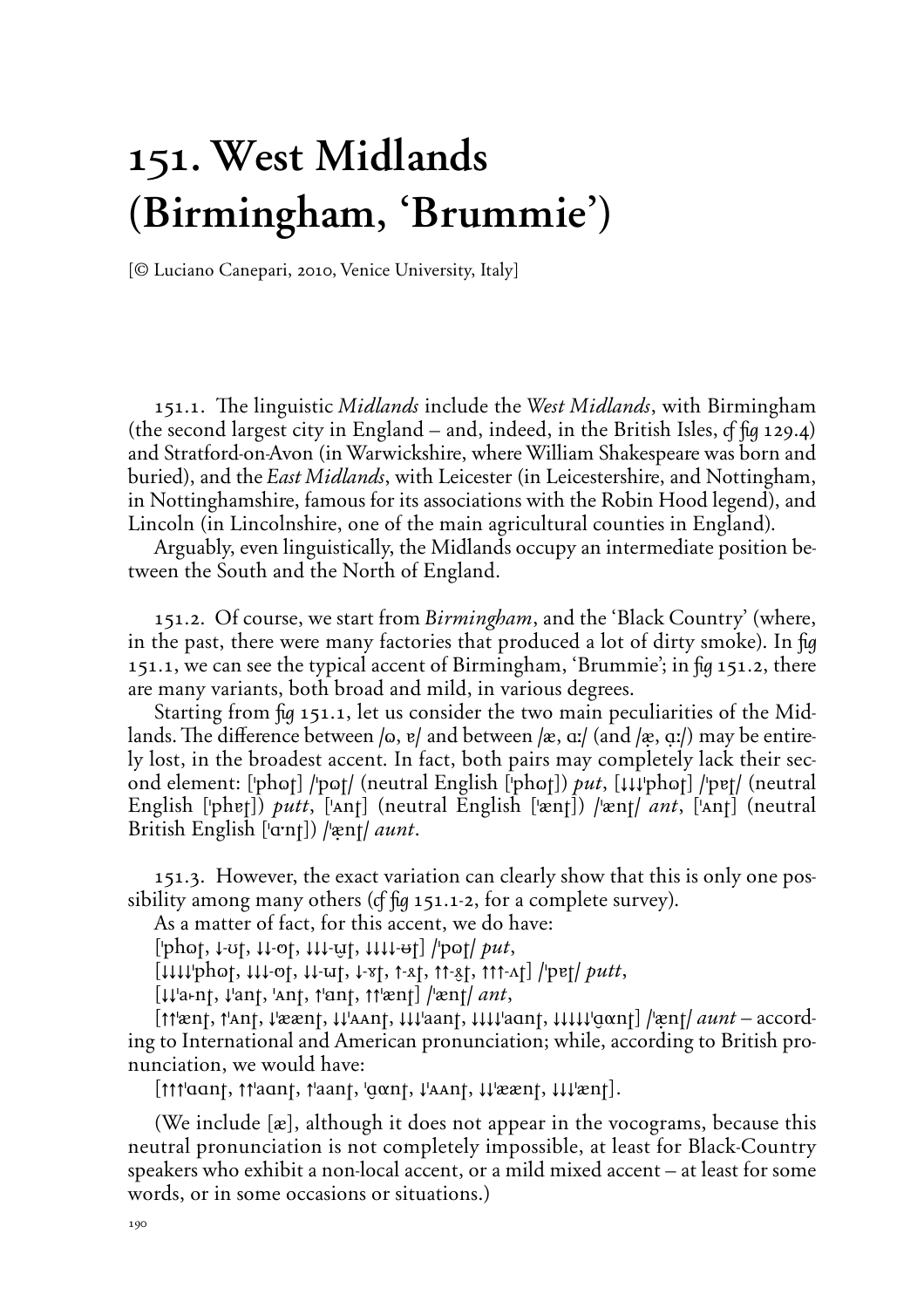# 151. West Midlands (Birmingham, 'Brummie')

[© Luciano Canepari, 2010, Venice University, Italy]

151.1. The linguistic *Midlands* include the *West Midlands*, with Birmingham (the second largest city in England – and, indeed, in the British Isles, *cf fig* 129.4) and Stratford-on-Avon (in Warwickshire, where William Shakespeare was born and buried), and the *East Midlands*, with Leicester (in Leicestershire, and Nottingham, in Nottinghamshire, famous for its associations with the Robin Hood legend), and Lincoln (in Lincolnshire, one of the main agricultural counties in England).

Arguably, even linguistically, the Midlands occupy an intermediate position between the South and the North of England.

151.2. Of course, we start from *Birmingham*, and the 'Black Country' (where, in the past, there were many factories that produced a lot of dirty smoke). In *fig* 151.1, we can see the typical accent of Birmingham, 'Brummie'; in *fig* 151.2, there are many variants, both broad and mild, in various degrees.

Starting from *fig* 151.1, let us consider the two main peculiarities of the Midlands. The difference between /ʊ, ɐ/ and between /æ, ɑː/ (and /æ, ɑ̣ː/) may be entirely lost, in the broadest accent. In fact, both pairs may completely lack their second element: [ˈphʊʈ] /ˈpʊʈ/ (neutral English [ˈphʊʈ]) *put*, [↓↓↓ˈphʊʈ] /ˈpɐʈ/ (neutral English [ˈphɐʈ]) *putt*, [ˈʌnʈ] (neutral English [ˈænʈ]) /ˈænʈ/ *ant*, [ˈʌnʈ] (neutral British English [ˈɑˑnʈ]) /ˈæ̣nʈ/ *aunt*.

151.3. However, the exact variation can clearly show that this is only one possibility among many others (*cf fig* 151.1-2, for a complete survey).

As a matter of fact, for this accent, we do have:

[ˈphʊʈ, ↓-ʊ̈ʈ, ↓↓-ʊʈ, ↓↓↓-ɰ̞ʈ, ↓↓↓↓-ɵʈ] /ˈpʊʈ/ *put*,

[↓↓↓↓ˈphʊʈ, ↓↓↓-ʊʈ, ↓↓-ɯʈ, ↓-ɤʈ, ↑-ɤ̞ʈ, ↑↑-ɤ̞ʈ, ↑↑↑-ʌʈ] /ˈpɐʈ/ *putt*,

[↓↓ˈaˑnʈ, ↓ˈanʈ, ˈʌnʈ, ↑ˈɑnʈ, ↑↑ˈænʈ] /ˈænʈ/ *ant*,

[↑↑ˈænʈ, ↑ˈʌnʈ, ↓ˈææ̃nʈ, ↓↓ˈʌʌnʈ, ↓↓↓ˈaanʈ, ↓↓↓↓ˈaɑnʈ, ↓↓↓↓↓ˈɑ̤ɑnʈ] /ˈæ̣nʈ/ *aunt* – according to International and American pronunciation; while, according to British pronunciation, we would have:

[↑↑↑ˈaɑnʈ, ↑↑ˈaɑnʈ, ↑ˈaanʈ, ˈɑ̤ɑnʈ, ↓ˈʌʌnʈ, ↓↓ˈææ̃nʈ, ↓↓↓ˈænʈ].

(We include [æ], although it does not appear in the vocograms, because this neutral pronunciation is not completely impossible, at least for Black-Country speakers who exhibit a non-local accent, or a mild mixed accent – at least for some words, or in some occasions or situations.)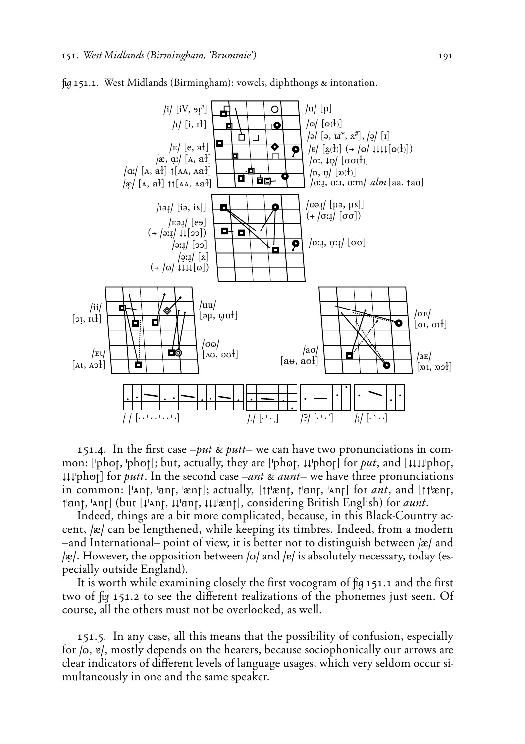*fig* 151.1. West Midlands (Birmingham): vowels, diphthongs & intonation.

151.4. In the first case –*put* & *putt*– we can have two pronunciations in common: [ˈphɷʈ, ˈphɞʈ]; but, actually, they are [ˈphɷʈ, ↓↓ˈphɞʈ] for *put*, and [↓↓↓↓ˈphɷʈ, ↓↓↓ˈphɞʈ] for *putt*. In the second case –*ant* & *aunt*– we have three pronunciations in common: [ˈʌnʈ, ˈanʈ, ˈænʈ]; actually, [↑↑ˈænʈ, ↑ˈanʈ, ˈʌnʈ] for *ant*, and [↑↑ˈænʈ, ↑ˈanʈ, ˈʌnʈ] (but [↓ˈʌnʈ, ↓↓ˈanʈ, ↓↓↓ˈænʈ], considering British English) for *aunt*.

Indeed, things are a bit more complicated, because, in this Black-Country accent, /æ/ can be lengthened, while keeping its timbres. Indeed, from a modern –and International– point of view, it is better not to distinguish between /æ/ and /æ̣/. However, the opposition between /ɷ/ and /ɐ/ is absolutely necessary, today (especially outside England).

It is worth while examining closely the first vocogram of *fig* 151.1 and the first two of *fig* 151.2 to see the different realizations of the phonemes just seen. Of course, all the others must not be overlooked, as well.

151.5. In any case, all this means that the possibility of confusion, especially for /ɷ, ɐ/, mostly depends on the hearers, because sociophonically our arrows are clear indicators of different levels of language usages, which very seldom occur simultaneously in one and the same speaker.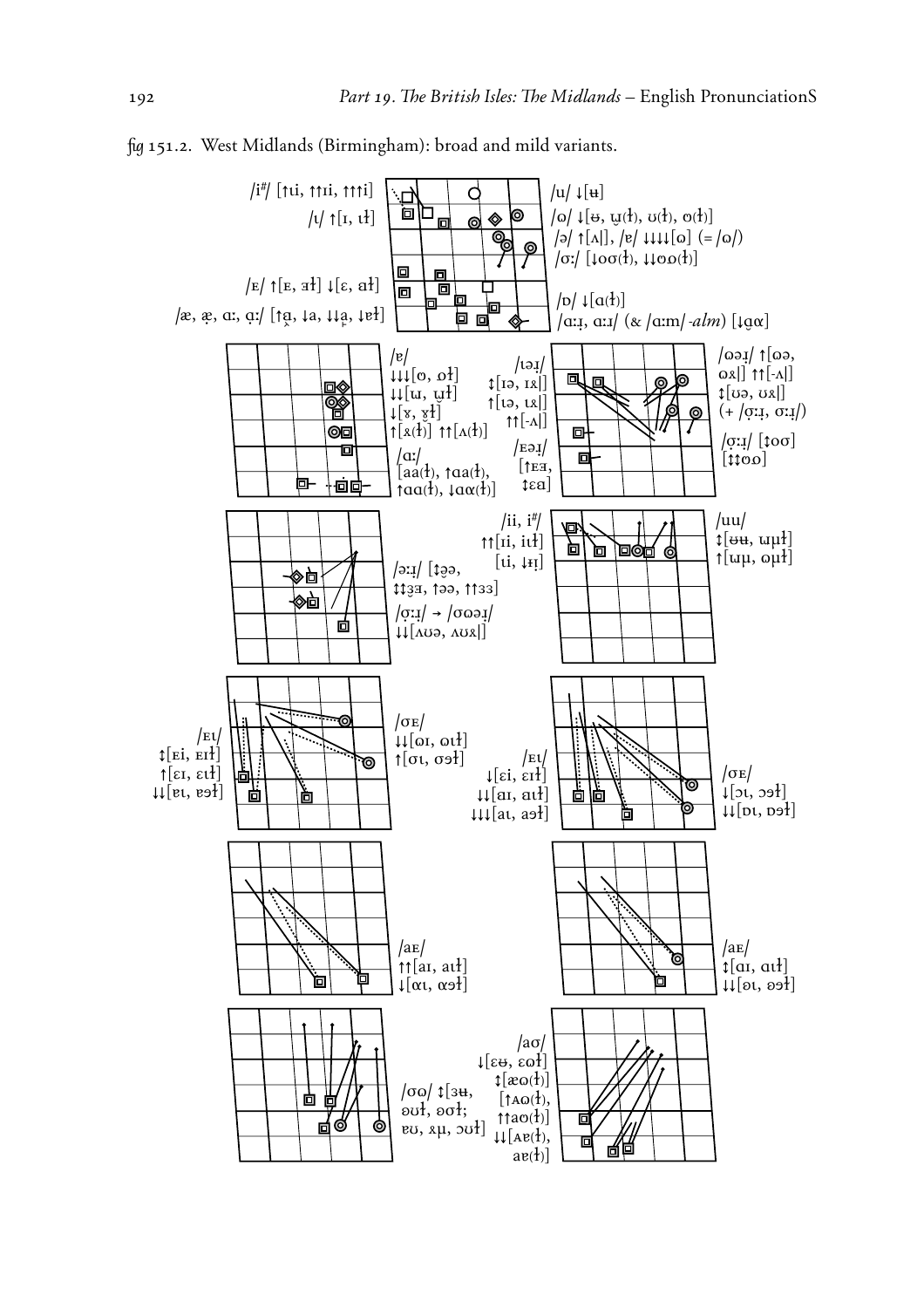*fig* 151.2. West Midlands (Birmingham): broad and mild variants.

/i#/ [↑ɪi, ↑↑ɪi, ↑↑↑i]

/ɩ/ ↑[ɪ, ɪɫ]

/ᴇ/ ↑[ᴇ, ɜɫ] ↓[ɛ, ɐɫ]

/æ, æ̣, ɑ:, ɑ̣:/ [↑a̱, ↓a, ↓↓a̱, ↓ɐɫ]

/u/ ↓[ʉ]

/ʊ/ ↓[ɵ, ɯ̽(ɫ), ʊ(ɫ), ɵ(ɫ)]

/ə/ ↑[ʌ], /ɐ/ ↓↓↓[ɷ] (= /ɷ/)

/ʊ:/ [↓oʊ(ɫ), ↓↓ɵɷ(ɫ)]

/ɒ/ ↓[ɑ(ɫ)]

/ɑ:ɹ̣, ɑ:ɹ/ (& /ɑ:m/ *-alm*) [↓ɑ̱ɑ]

/ɐ/ ↓↓↓[ɵ, ɵɫ] ↓↓[ɯ, ɯ̽ɫ] ↓[ɤ, ɤ̽ɫ] ↑[ɤ(ɫ)] ↑↑[ʌ(ɫ)]

/ɑ:/ [aa(ɫ), ↑ɑa(ɫ), ↑ɑɑ(ɫ), ↓ɑα(ɫ)]

/ɩəɹ/ ↕[ɪə, ɪɤ] ↑[ɩə, ɩɤ] ↑↑[-ʌ]

/ᴇəɹ/ [↑ᴇɜ, ↕ɛɐ]

/ɷəɹ/ ↑[ɷə, ɷɤ] ↑↑[-ʌ] ↕[ʊə, ʊɤ] (+ /ʊ̣:ɹ̣, ʊ:ɹ/)

/ʊ̣:ɹ̣/ [↕oʊ] [↕↕ʊɷ]

/ə:ɹ/ [↕ə̝ə, ↕↕ɜ̝ɜ, ↑əə, ↑↑ɜɜ]

/ʊ̣:ɹ/ → /ʊɷəɹ/ ↓↓[ʌʊə, ʌʊɤ]

/ɪi, i#/ ↑↑[ɪi, ɪiɫ] [ɩi, ↓ɪ̈ɪ]

/uu/ ↕[ɵʉ, ɯµɫ] ↑[ɯµ, ɵµɫ]

/ᴇɪ/ ↕[ᴇi, ᴇɪɫ] ↑[ɛɪ, ɛɪɫ] ↓↓[ɐɪ, ɐəɫ]

/ʊᴇ/ ↓↓[ɵɪ, ɵɪɫ] ↑[ʊɪ, ʊəɫ]

/ᴇɪ/ ↓[ɛi, ɛɪɫ] ↓↓[aɪ, aɪɫ] ↓↓↓[aɪ, aəɫ]

/ʊᴇ/ ↓[ɔɪ, ɔəɫ] ↓↓[ɒɪ, ɒəɫ]

/aᴇ/ ↑↑[aɪ, aɪɫ] ↓[ɑɪ, ɑəɫ]

/aᴇ/ ↕[ɑɪ, ɑɪɫ] ↓↓[ɒɪ, ɒəɫ]

/ʊɷ/ ↕[ɜʉ, əʊɫ, əʊɫ; ɐʊ, ɤµ, ɔʊɫ]

/aʊ/ ↓[ɛɵ, ɛɷɫ] ↕[æɷ(ɫ)] [↑ʌɷ(ɫ), ↑↑aɷ(ɫ)] ↓↓[ʌɐ(ɫ), aɐ(ɫ)]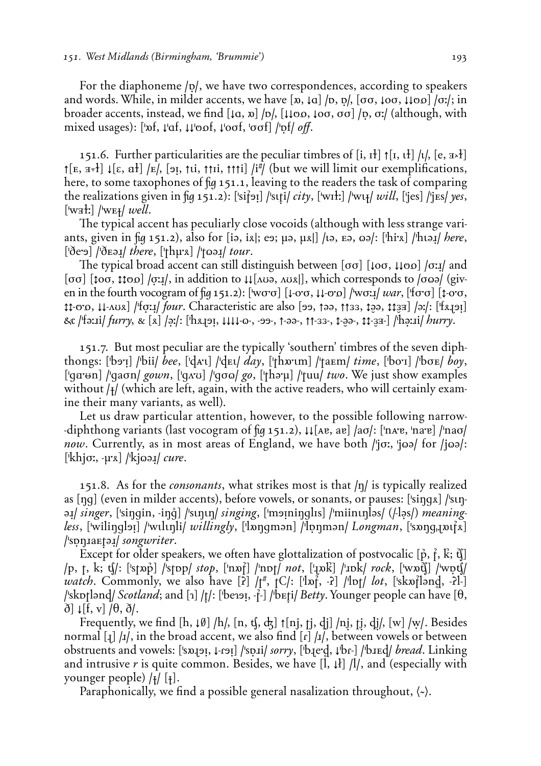For the diaphoneme /ɒ̣/, we have two correspondences, according to speakers and words. While, in milder accents, we have [ɒ, ↓ɑ] /ɒ, ɒ̣/, [ʊʊ, ↓oʊ, ↓↓ɵɒ] /ʊ:/; in broader accents, instead, we find [↓ɑ, ɒ] /ɒ/, [↓↓ɵɒ, ↓oʊ, ʊʊ] /ɒ̣, ʊ:/ (although, with mixed usages): [ˈɒf, ↓ˈɑf, ↓↓ˈɵɒf, ↓ˈoʊf, ˈʊʊf] /ˈɒ̣f/ *off*.

151.6. Further particularities are the peculiar timbres of [i, ɪɫ] ↑[ɪ, ɩɫ] /ɩ/, [e, ɜ˔ɫ] ↑[ᴇ, ɜ˕ɫ] ↓[ɛ, ɐɫ] /ᴇ/, [əɪ̣, ↑ɩi, ↑↑ɪi, ↑↑↑i] /i#/ (but we will limit our exemplifications, here, to some taxophones of *fig* 151.1, leaving to the readers the task of comparing the realizations given in *fig* 151.2): [ˈsiʈ̚əɪ̣] /ˈsɩʈi/ *city*, [ˈwɪɫ:] /ˈwɩɫ/ *will*, [ˈjes] /ˈjᴇs/ *yes*, [ˈwɜɫ:] /ˈwᴇɫ/ *well*.

The typical accent has peculiarly close vocoids (although with less strange variants, given in *fig* 151.2), also for [iə, iɤ; eə; ɥə, ɥɤ] /ɩə, ᴇə, ɷə/: [ˈhiˑɤ] /ˈhɩəɹ/ *here*, [ˈðeˑə] /ˈðᴇəɹ/ *there*, [ˈʈhɥˑɤ] /ˈʈɷəɹ/ *tour*.

The typical broad accent can still distinguish between [ʊʊ] [↓oʊ, ↓↓ɵɒ] /ʊ:ɹ/ and [ʊʊ] [↕oʊ, ↕↕ɵɒ] /ʊ̣:ɹ/, in addition to ↓↓[ʌʊə, ʌʊɤ], which corresponds to /ʊɷə/ (given in the fourth vocogram of *fig* 151.2): [ˈwʊˑʊ] [↓-oˑʊ, ↓↓-ɵˑɒ] /ˈwʊ:ɹ/ *war*, [ˈfʊˑʊ] [↕-oˑʊ, ↕↕-ɵˑɒ, ↓↓-ʌʊɤ] /ˈfʊ̣:ɹ/ *four*. Characteristic are also [əə, ↑əə, ↑↑ɜɜ, ↕ɘə, ↕↕ɜɜ] /ə:/: [ˈfɤɹ̣əɪ̣] & /ˈfə:ɹi/ *furry*, & [ɤ] /ə̣:/: [ˈhɤɹ̣əɪ̣, ↓↓↓-ɵ-, -əə-, ↑-əə-, ↑↑-ɜɜ-, ↕-ɘə-, ↕↕-ɜɜ-] /ˈhə̣:ɹi/ *hurry*.

151.7. But most peculiar are the typically 'southern' timbres of the seven diphthongs: [ˈbəˑɪ̣] /ˈbii/ *bee*, [ˈɖʌˑɪ] /ˈɖᴇɩ/ *day*, [ˈʈhɒˑɪm] /ˈʈaᴇm/ *time*, [ˈboˑɪ] /ˈbʊᴇ/ *boy*, [ˈɡaˑɵn] /ˈɡaʊn/ *gown*, [ˈɡʌˑʊ] /ˈɡʊɷ/ *go*, [ˈʈhəˑɥ] /ˈʈuu/ *two*. We just show examples without /ɫ/ (which are left, again, with the active readers, who will certainly examine their many variants, as well).

Let us draw particular attention, however, to the possible following narrow-diphthong variants (last vocogram of *fig* 151.2), ↓↓[ʌɐ, aɐ] /aʊ/: [ˈnʌˑɐ, ˈnaˑɐ] /ˈnaʊ/ *now*. Currently, as in most areas of England, we have both /ˈjʊ:, ˈjɷə/ for /jɷə/: [ˈkhjʊ:, -ɥɤ] /ˈkjɷəɹ/ *cure*.

151.8. As for the *consonants*, what strikes most is that /ŋ/ is typically realized as [ŋɡ] (even in milder accents), before vowels, or sonants, or pauses: [ˈsiŋɡɤ] /ˈsɩŋəɹ/ *singer*, [ˈsiŋɡin, -iŋɡ̊] /ˈsɩŋɩŋ/ *singing*, [ˈməɪ̣niŋɡlɪs] /ˈmiinɩŋləs/ (/-lə̣s/) *meaningless*, [ˈwiliŋɡləɪ̣] /ˈwɩlɩŋli/ *willingly*, [ˈlɒŋɡmən] /ˈlɒ̣ŋmən/ *Longman*, [ˈsɒŋɡˌɹ̣ɒɪʈ̚ɤ] /ˈsɒ̣ŋɹaᴇʈəɹ/ *songwriter*.

Except for older speakers, we often have glottalization of postvocalic [p̚, ʈ̚, k̚; ʧ̚] /p, ʈ, k; ʧ/: [ˈsʈɒp̚] /ˈsʈɒp/ *stop*, [ˈnɒʈ̚] /ˈnɒʈ/ *not*, [ˈɹ̣ɒk̚] /ˈɹɒk/ *rock*, [ˈwɒʧ̚] /ˈwɒ̣ʧ/ *watch*. Commonly, we also have [ʔ] /ʈ#, ʈC/: [ˈlɒʈ̚, -ʔ] /ˈlɒʈ/ *lot*, [ˈskɒʈ̚lənɖ, -ʔl-] /ˈskɒʈlənɖ/ *Scotland*; and [ɿ] /ʈ̣/: [ˈbeɿəɪ̣, -ʈ̚-] /ˈbᴇʈ̣i/ *Betty*. Younger people can have [θ, ð] ↓[f, v] /θ, ð/.

Frequently, we find [h, ↓∅] /h/, [n, ʧ, ʤ] ↑[nj, ʈj, ɖj] /nj, ʈj, ɖj/, [w] /w̥/. Besides normal [ɹ̣] /ɹ/, in the broad accent, we also find [ɾ] /ɹ/, between vowels or between obstruents and vowels: [ˈsɒɹ̣əɪ̣, ↓-ɾəɪ̣] /ˈsɒ̣ɹi/ *sorry*, [ˈbɹ̣̊eˑɖ, ↓ˈbɾ-] /ˈbɹᴇɖ/ *bread*. Linking and intrusive *r* is quite common. Besides, we have [l̩, ↓ɫ] /l/, and (especially with younger people) /ɫ/ [ɫ].

Paraphonically, we find a possible general nasalization throughout, ⟨~⟩.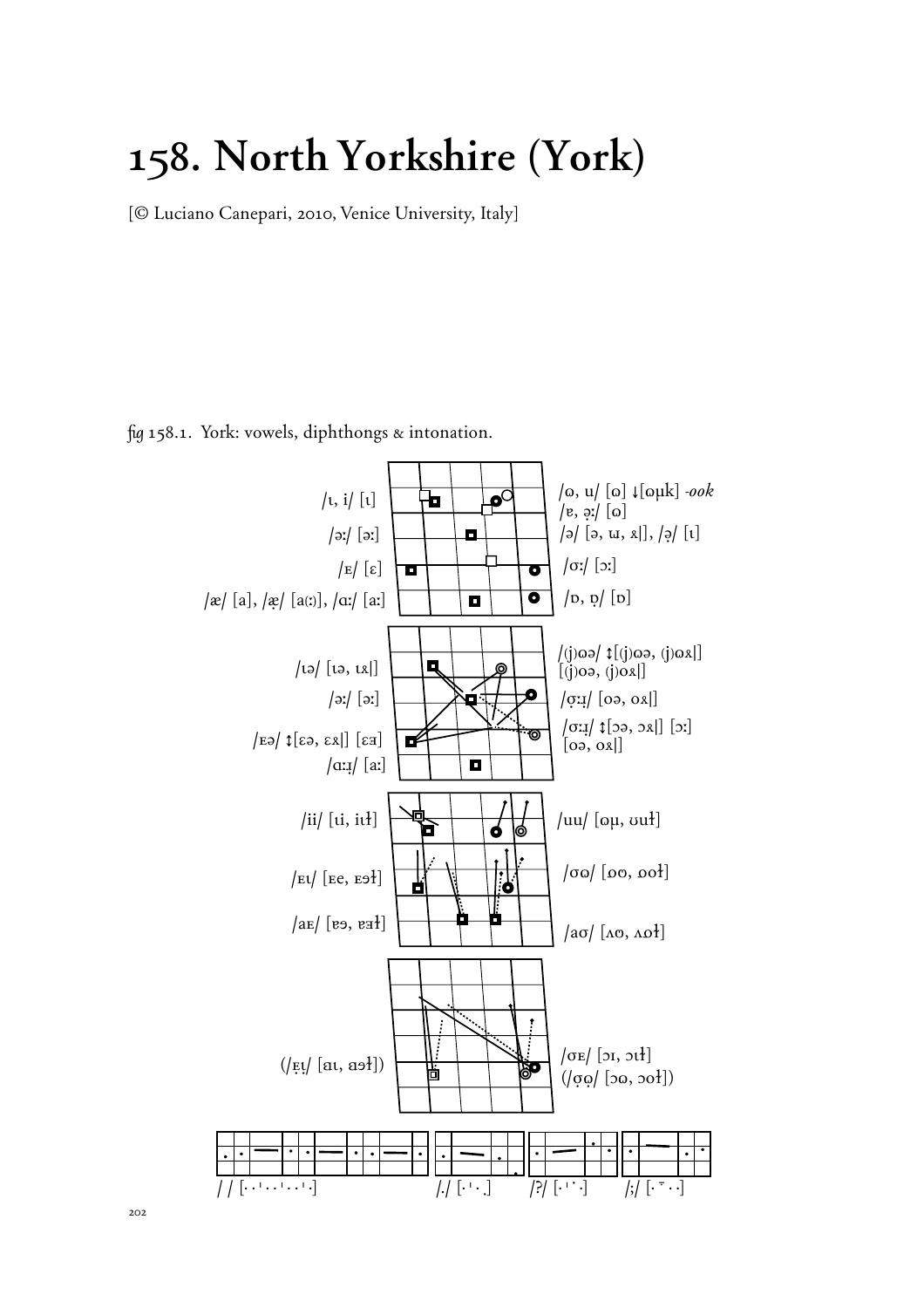# 158. North Yorkshire (York)

[© Luciano Canepari, 2010, Venice University, Italy]

*fig* 158.1. York: vowels, diphthongs & intonation.

/ɪ, i/ [ɪ]

/əː/ [əː]

/ᴇ/ [ɛ]

/æ/ [a], /æ̣/ [a(ː)], /ɑː/ [aː]

/ɷ, u/ [ɷ] ↓[ɷɰk] *-ook*

/ɐ, ə̣ː/ [ɷ]

/ə/ [ə, ɯ, ɤ], /ə̣/ [ɪ]

/ɔː/ [ɔː]

/ɒ, ɒ̣/ [ɒ]

/ɪə/ [ɪə, ɪɤ]

/əː/ [əː]

/ᴇə/ ↕[ɛə, ɛɤ] [ɛɜ]

/ɑːɹ/ [aː]

/(j)ɷə/ ↕[(j)ɷə, (j)ɷɤ] [(j)oə, (j)oɤ]

/ọːɹ/ [oə, oɤ]

/ɔːɹ/ ↕[ɔə, ɔɤ] [ɔː] [oə, oɤ]

/ii/ [ɪi, ɪɨ]

/ᴇɪ/ [ᴇe, ᴇɘɨ]

/aᴇ/ [ɐɘ, ɐɜɨ]

/uu/ [ɷɥ, ʊʉɨ]

/ɔɷ/ [ɞɵ, ɞɵɨ]

/aɔ/ [ʌɷ, ʌɵɨ]

(/ᴇ̣ɪ/ [ɑɪ, ɑɘɨ])

/ɔᴇ/ [ɔɪ, ɔɪɨ]

(/ɔ̣ɷ̣/ [ɔɵ, ɔɵɨ])

/ / [· · ˈ · · ˈ · · ˈ ·]

/./ [· ˈ · ˌ]

/?/ [· ˈ ˙ ·]

/;/ [· ˉ · ·]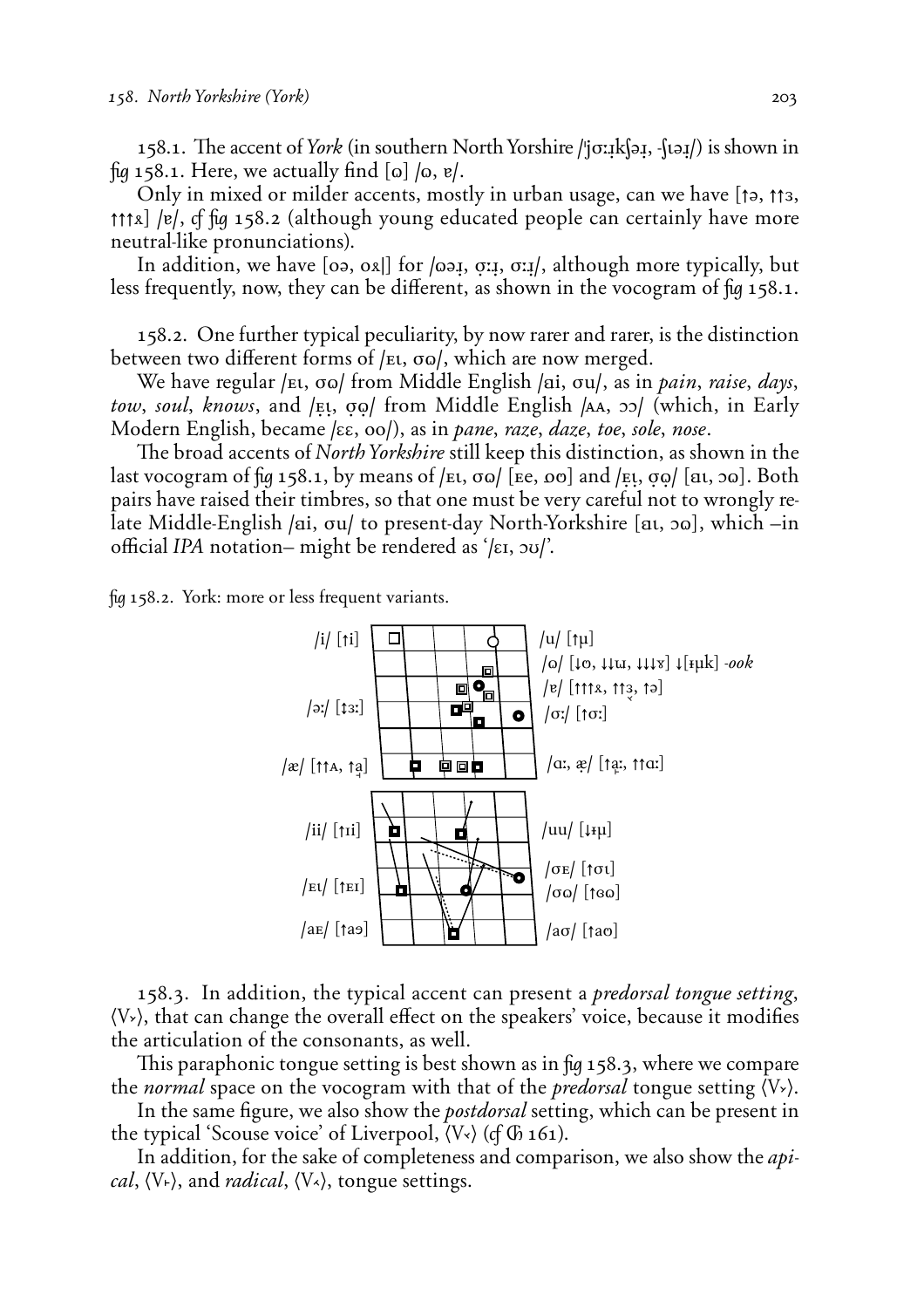158.1. The accent of *York* (in southern North Yorshire /ˈjɔːɹkʃəɹ, -ʃɪəɹ/) is shown in fig 158.1. Here, we actually find [ɷ] /ɷ, ɐ/.

Only in mixed or milder accents, mostly in urban usage, can we have [↑ə, ↑↑ɜ, ↑↑↑ɤ] /ɐ/, cf fig 158.2 (although young educated people can certainly have more neutral-like pronunciations).

In addition, we have [oə, oɤ|] for /ɷəɹ, ɔːɹ, ɔːɹ/, although more typically, but less frequently, now, they can be different, as shown in the vocogram of fig 158.1.

158.2. One further typical peculiarity, by now rarer and rarer, is the distinction between two different forms of /ᴇɪ, ɔɷ/, which are now merged.

We have regular /ᴇɪ, ɔɷ/ from Middle English /ai, ɔu/, as in *pain*, *raise*, *days*, *tow*, *soul*, *knows*, and /ᴇ̣ɪ, ɔ̣ɷ/ from Middle English /ᴀᴀ, ɔɔ/ (which, in Early Modern English, became /ɛɛ, oo/), as in *pane*, *raze*, *daze*, *toe*, *sole*, *nose*.

The broad accents of *North Yorkshire* still keep this distinction, as shown in the last vocogram of fig 158.1, by means of /ᴇɪ, ɔɷ/ [ᴇe, ɷɵ] and /ᴇ̣ɪ, ɔ̣ɷ/ [aɪ, ɔɷ]. Both pairs have raised their timbres, so that one must be very careful not to wrongly relate Middle-English /ai, ɔu/ to present-day North-Yorkshire [aɪ, ɔɷ], which –in official *IPA* notation– might be rendered as '/ɛɪ, ɔʊ/'.

fig 158.2. York: more or less frequent variants.

/i/ [↑i] /u/ [↑µ] /ɷ/ [↓ɵ, ↓↓ɯ, ↓↓↓ɤ] ↓[ɨµk] *-ook* /ɐ/ [↑↑↑ɤ, ↑↑ɜ, ↑ə] /əː/ [↕ɜː] /ɔː/ [↑ɔː] /æ/ [↑↑ᴀ, ↑a] /ɑː, æ/ [↑aː, ↑↑ɑː] /ii/ [↑ɪi] /uu/ [↓ɨµ] /ɔᴇ/ [↑ɔɪ] /ᴇɪ/ [↑ᴇɪ] /ɔɷ/ [↑ɵɷ] /aᴇ/ [↑aɘ] /aɔ/ [↑aɵ]

158.3. In addition, the typical accent can present a *predorsal tongue setting*, ⟨V˃⟩, that can change the overall effect on the speakers' voice, because it modifies the articulation of the consonants, as well.

This paraphonic tongue setting is best shown as in fig 158.3, where we compare the *normal* space on the vocogram with that of the *predorsal* tongue setting ⟨V˃⟩.

In the same figure, we also show the *postdorsal* setting, which can be present in the typical 'Scouse voice' of Liverpool, ⟨V˂⟩ (cf Ꮆ 161).

In addition, for the sake of completeness and comparison, we also show the *apical*, ⟨V˼⟩, and *radical*, ⟨V˄⟩, tongue settings.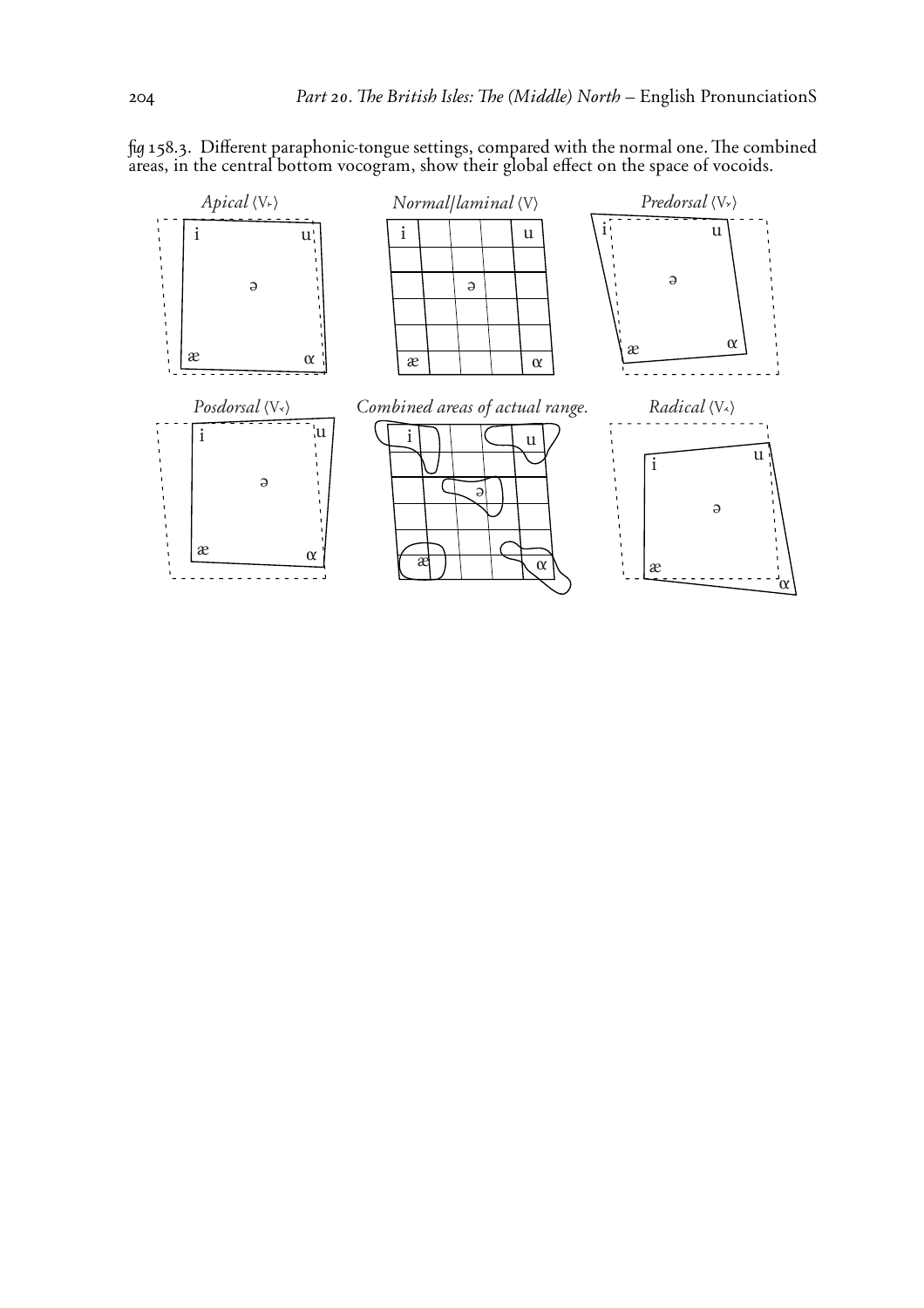fig 158.3. Different paraphonic-tongue settings, compared with the normal one. The combined areas, in the central bottom vocogram, show their global effect on the space of vocoids.

*Apical* ⟨V˖⟩ *Normal/laminal* ⟨V⟩ *Predorsal* ⟨V˃⟩

*Posdorsal* ⟨V˂⟩ *Combined areas of actual range.* *Radical* ⟨V˂⟩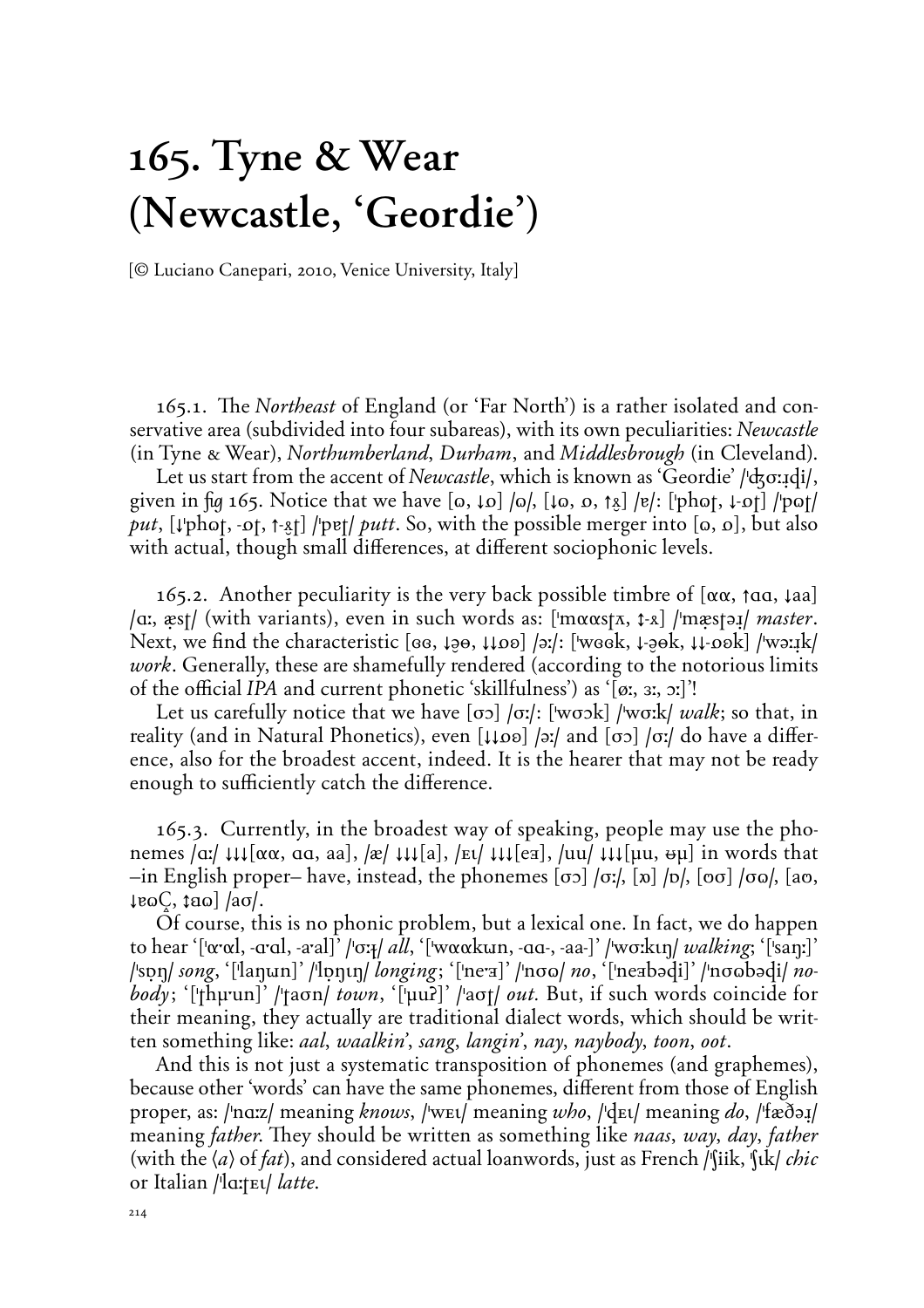# 165. Tyne & Wear (Newcastle, 'Geordie')

[© Luciano Canepari, 2010, Venice University, Italy]

165.1. The *Northeast* of England (or 'Far North') is a rather isolated and conservative area (subdivided into four subareas), with its own peculiarities: *Newcastle* (in Tyne & Wear), *Northumberland*, *Durham*, and *Middlesbrough* (in Cleveland).

Let us start from the accent of *Newcastle*, which is known as 'Geordie' /ˈʤɞːɹɖi/, given in *fig* 165. Notice that we have [ɷ, ↓ɷ] /ɷ/, [↓ɷ, ɷ, ↑ɤ̞] /ɐ/: [ˈphɷʈ, ↓-ɷʈ] /ˈpɷʈ/ *put*, [↓ˈphɷʈ, -ɷʈ, ↑-ɤ̞ʈ] /ˈpɐʈ/ *putt*. So, with the possible merger into [ɷ, ɷ], but also with actual, though small differences, at different sociophonic levels.

165.2. Another peculiarity is the very back possible timbre of [ɑɑ, ↑ɑɑ, ↓aa] /ɑː, æ̣sʈ/ (with variants), even in such words as: [ˈmɑɑsʈʌ, ↕-ʌ] /ˈmæ̣sʈəɹ/ *master*. Next, we find the characteristic [ɵɵ, ↓əɵ, ↓↓ɒɵ] /əː/: [ˈwɵɵk, ↓-əɵk, ↓↓-ɒɵk] /ˈwəːɹk/ *work*. Generally, these are shamefully rendered (according to the notorious limits of the official *IPA* and current phonetic 'skillfulness') as '[øː, ɜː, ɔː]'!

Let us carefully notice that we have [ɞɔ] /ɞː/: [ˈwɞɔk] /ˈwɞːk/ *walk*; so that, in reality (and in Natural Phonetics), even [↓↓ɒɵ] /əː/ and [ɞɔ] /ɞː/ do have a difference, also for the broadest accent, indeed. It is the hearer that may not be ready enough to sufficiently catch the difference.

165.3. Currently, in the broadest way of speaking, people may use the phonemes /ɑː/ ↓↓↓[ɑɑ, ɑɑ, aa], /æ/ ↓↓↓[a], /ɛɩ/ ↓↓↓[eɜ], /ʊʊ/ ↓↓↓[ʉu, ɵʉ] in words that –in English proper– have, instead, the phonemes [ɞɔ] /ɞː/, [ɒ] /ɒ/, [ɵɞ] /ɞɷ/, [aɷ, ↓ɐɷ̧, ↕ɐɷ] /aɞ/.

Of course, this is no phonic problem, but a lexical one. In fact, we do happen to hear '[ˈɑ·ɑl, -ɑ·ɑl, -a·al]' /ˈɞːɫ/ *all*, '[ˈwɑɑkɯn, -ɑɑ-, -aa-]' /ˈwɞːkɩŋ/ *walking*; '[ˈsaŋː]' /ˈsɒŋ/ *song*, '[ˈlaŋɯn]' /ˈlɒŋɩŋ/ *longing*; '[ˈne·ɜ]' /ˈnɞɷ/ *no*, '[ˈneɜbədi]' /ˈnɞɷbədi/ *nobody*; '[ˈʈhʉ·un]' /ˈʈaɞn/ *town*, '[ˈʉuʔ]' /ˈaɞʈ/ *out*. But, if such words coincide for their meaning, they actually are traditional dialect words, which should be written something like: *aal*, *waalkin'*, *sang*, *langin'*, *nay*, *naybody*, *toon*, *oot*.

And this is not just a systematic transposition of phonemes (and graphemes), because other 'words' can have the same phonemes, different from those of English proper, as: /ˈnɑːz/ meaning *knows*, /ˈwɛɩ/ meaning *who*, /ˈɖɛɩ/ meaning *do*, /ˈfæðəɹ/ meaning *father*. They should be written as something like *naas*, *way*, *day*, *father* (with the ⟨*a*⟩ of *fat*), and considered actual loanwords, just as French /ˈʃiik, ˈʃɩk/ *chic* or Italian /ˈlɑːʈɛɩ/ *latte*.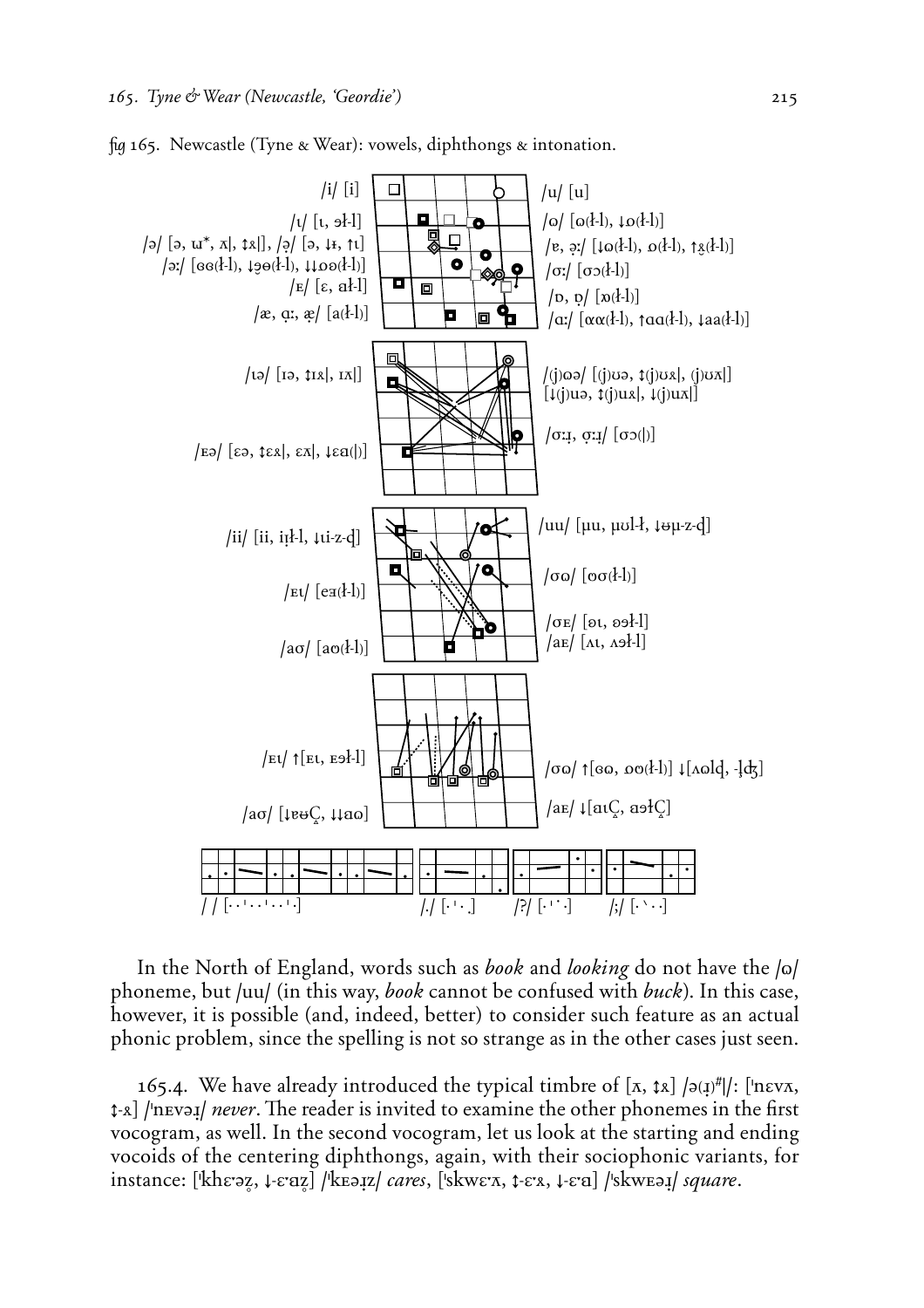fig 165. Newcastle (Tyne & Wear): vowels, diphthongs & intonation.

/i/ [i] /u/ [u]

/ɩ/ [ɩ, əɫ-l] /ɷ/ [ɷ(ɫ-l), ↓ɒ(ɫ-l)]

/ə/ [ə, ɯ*, ʌ|, ↕ɤ|], /ə̣/ [ə, ↓ɘ, ↑ɩ] /ɐ, ə̣ː/ [↓ɷ(ɫ-l), ɒ(ɫ-l), ↑ɤ̣(ɫ-l)]

/əː/ [ɵɵ(ɫ-l), ↓ɘ̹ɵ(ɫ-l), ↓↓ɒɵ(ɫ-l)] /ɔː/ [ɔɔ(ɫ-l)]

/ᴇ/ [ɛ, aɫ-l] /ɒ, ɒ̣/ [ɒ(ɫ-l)]

/æ, ɑ̣ː, æ̣/ [a(ɫ-l)] /ɑː/ [ɑɑ(ɫ-l), ↑ɑɑ(ɫ-l), ↓aa(ɫ-l)]

/ɩə/ [ɪə, ↕ɪɤ|, ɪʌ|] /(j)ɷə/ [(j)ʊə, ↕(j)ʊɤ|, (j)ʊʌ|] [↓(j)uə, ↕(j)uɤ|, ↓(j)uʌ|]

/ɔːɹ̣, ɔ̣ːɹ̣/ [ɔɔ(|)]

/ᴇə/ [ɛə, ↕ɛɤ|, ɛʌ|, ↓ɛɑ(|)]

/ii/ [ii, iɭɫ-l, ↓ɩi-z-d̥] /uu/ [ɥu, ɥʊl-ɫ, ↓ɵɥ-z-d̥]

/ᴇɩ/ [eɘ(ɫ-l)] /ɔɷ/ [ɵɔ(ɫ-l)]

/ɔᴇ/ [ɘɩ, ɘəɫ-l]

/aɷ/ [aɵ(ɫ-l)] /aᴇ/ [ʌɩ, ʌəɫ-l]

/ᴇɩ/ ↑[ᴇɩ, ᴇəɫ-l] /ɔɷ/ ↑[ɵɷ, ɒɵ(ɫ-l)] ↓[ʌɷld̥, -ld̥ʒ̊]

/aɷ/ [↓ɐɵÇ̬, ↓↓ɑɷ] /aᴇ/ ↓[aɩÇ̬, aəɫÇ̬]

/ / [· · ˈ · · ˈ · · ˈ ·] /./ [· ˈ · ˌ] /?/ [· ˈ ˙ ·] /;/ [· ˋ · ·]

In the North of England, words such as *book* and *looking* do not have the /ɷ/ phoneme, but /uu/ (in this way, *book* cannot be confused with *buck*). In this case, however, it is possible (and, indeed, better) to consider such feature as an actual phonic problem, since the spelling is not so strange as in the other cases just seen.

165.4. We have already introduced the typical timbre of [ʌ, ↕ɤ] /ə(ɹ̣)#|/: [ˈnɛvʌ, ↕-ɤ] /ˈnᴇvəɹ̣/ *never*. The reader is invited to examine the other phonemes in the first vocogram, as well. In the second vocogram, let us look at the starting and ending vocoids of the centering diphthongs, again, with their sociophonic variants, for instance: [ˈkhɛ·əz̥, ↓-ɛ·ɑz̥] /ˈkᴇəɹ̣z/ *cares*, [ˈskwɛ·ʌ, ↕-ɛ·ɤ, ↓-ɛ·ɑ] /ˈskwᴇəɹ̣/ *square*.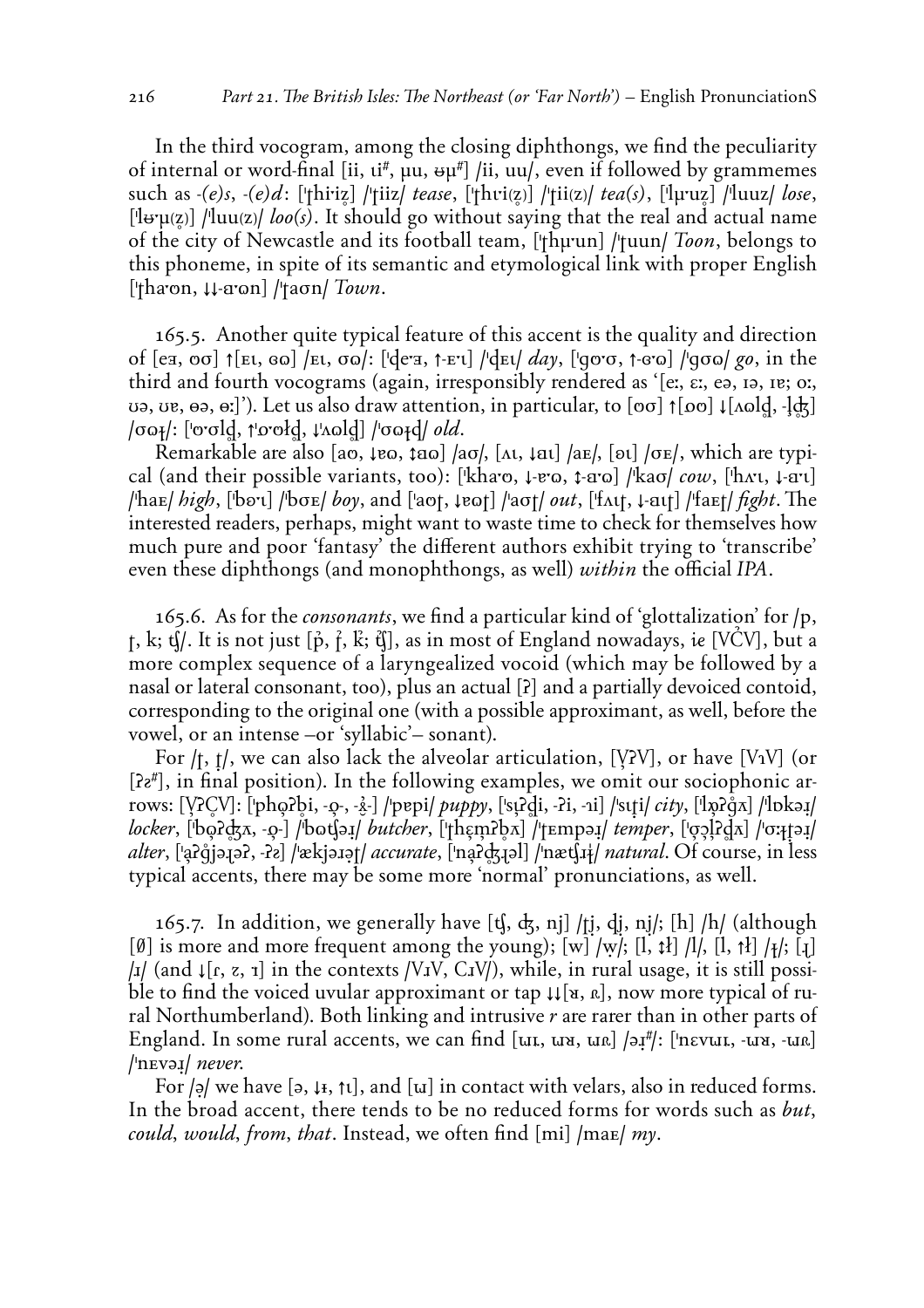In the third vocogram, among the closing diphthongs, we find the peculiarity of internal or word-final [ii, ɩi#, ʉu, ɵʉ#] /ii, uu/, even if followed by grammemes such as *-(e)s*, *-(e)d*: [ˈʈhiːiz̥] /ˈʈiiz/ *tease*, [ˈʈhɩːi(z̥)] /ˈʈii(z)/ *tea(s)*, [ˈlʉːuz̥] /ˈluuz/ *lose*, [ˈlɵːʉ(z̥)] /ˈluu(z)/ *loo(s)*. It should go without saying that the real and actual name of the city of Newcastle and its football team, [ˈʈhʉːun] /ˈʈuun/ *Toon*, belongs to this phoneme, in spite of its semantic and etymological link with proper English [ˈʈhaːɷn, ↓↓-ɑːɷn] /ˈʈaɷn/ *Town*.

165.5. Another quite typical feature of this accent is the quality and direction of [eɜ, ʊɵ] ↑[ɛɩ, ɞɷ] /ɛɩ, ɵɷ/: [ˈɖeːɜ, ↑-ɛːɩ] /ˈɖɛɩ/ *day*, [ˈɡʊːɵ, ↑-ɞːɷ] /ˈɡɵɷ/ *go*, in the third and fourth vocograms (again, irresponsibly rendered as '[eː, ɛː, eə, ɪə, ɪɐ; oː, ʊə, ʊɐ, ɵə, ɵː]'). Let us also draw attention, in particular, to [ʊɵ] ↑[ɒʊ] ↓[ʌɷlɖ̥, -lʤ̊] /ɵɷɫ/: [ˈʊːɵlɖ̥, ↑ˈɒːʊɫɖ̥, ↓ˈʌɷlɖ̥] /ˈɵɷɫɖ/ *old*.

Remarkable are also [aɷ, ↓ɐɷ, ↕ɑɷ] /aɵ/, [ʌɩ, ↓ɑɩ] /aɛ/, [ɘɩ] /ɵɛ/, which are typical (and their possible variants, too): [ˈkhaːɷ, ↓-ɐːɷ, ↕-ɑːɷ] /ˈkaɵ/ *cow*, [ˈhʌːɩ, ↓-ɑːɩ] /ˈhaɛ/ *high*, [ˈbɘːɩ] /ˈbɵɛ/ *boy*, and [ˈaɷʈ, ↓ɐɷʈ] /ˈaɵʈ/ *out*, [ˈfʌɩʈ, ↓-ɑɩʈ] /ˈfaɛʈ/ *fight*. The interested readers, perhaps, might want to waste time to check for themselves how much pure and poor 'fantasy' the different authors exhibit trying to 'transcribe' even these diphthongs (and monophthongs, as well) *within* the official *IPA*.

165.6. As for the *consonants*, we find a particular kind of 'glottalization' for /p, ʈ, k; ʧ/. It is not just [p̉, ʈ̉, k̉; ʧ̉], as in most of England nowadays, *ie* [VĈV], but a more complex sequence of a laryngealized vocoid (which may be followed by a nasal or lateral consonant, too), plus an actual [ʔ] and a partially devoiced contoid, corresponding to the original one (with a possible approximant, as well, before the vowel, or an intense –or 'syllabic'– sonant).

For /ʈ, ʈ/, we can also lack the alveolar articulation, [V̰ʔV], or have [VɿV] (or [ʔɘ#], in final position). In the following examples, we omit our sociophonic arrows: [V̰ʔC̥V]: [ˈphɒ̰ʔb̥i, -ɒ̰-, -ɜ̰-] /ˈpɐpi/ *puppy*, [ˈsɪ̰ʔɖ̥i, -ʔi, -ɿi] /ˈsɩʈi/ *city*, [ˈlɒ̰ʔɡ̊ʌ] /ˈlɒkəɹ/ *locker*, [ˈbɒ̰ʔʤ̊ʌ, -ɒ̰-] /ˈbɵʧəɹ/ *butcher*, [ˈʈhɛ̰m̥ʔb̥ʌ] /ˈʈɛmpəɹ/ *temper*, [ˈɒ̰ɔ̰l̥ʔɖ̥ʌ] /ˈɔːɫʈəɹ/ *alter*, [ˈa̰ʔɡ̊jəɹəʔ, -ʔɘ] /ˈækjəɹəʈ/ *accurate*, [ˈna̰ʔʤ̊ɹəl] /ˈnæʧɹɫ̩/ *natural*. Of course, in less typical accents, there may be some more 'normal' pronunciations, as well.

165.7. In addition, we generally have [ʧ, ʤ, nj] /ʈj, ɖj, nj/; [h] /h/ (although [∅] is more and more frequent among the young); [w] /w̥/; [l, ↕ɫ] /l/, [l, ↑ɫ] /ɫ/; [ɹ] /ɹ/ (and ↓[ɾ, ɀ, ɿ] in the contexts /VɹV, CɹV/), while, in rural usage, it is still possible to find the voiced uvular approximant or tap ↓↓[ʁ, ʀ], now more typical of rural Northumberland). Both linking and intrusive *r* are rarer than in other parts of England. In some rural accents, we can find [ɯɩ, ɯʁ, ɯʀ] /əɹ̩#/: [ˈnɛvɯɩ, -ɯʁ, -ɯʀ] /ˈnɛvəɹ/ *never*.

For /ə/ we have [ə, ↓ɨ, ↑ɩ], and [ɯ] in contact with velars, also in reduced forms. In the broad accent, there tends to be no reduced forms for words such as *but*, *could*, *would*, *from*, *that*. Instead, we often find [mi] /maɛ/ *my*.